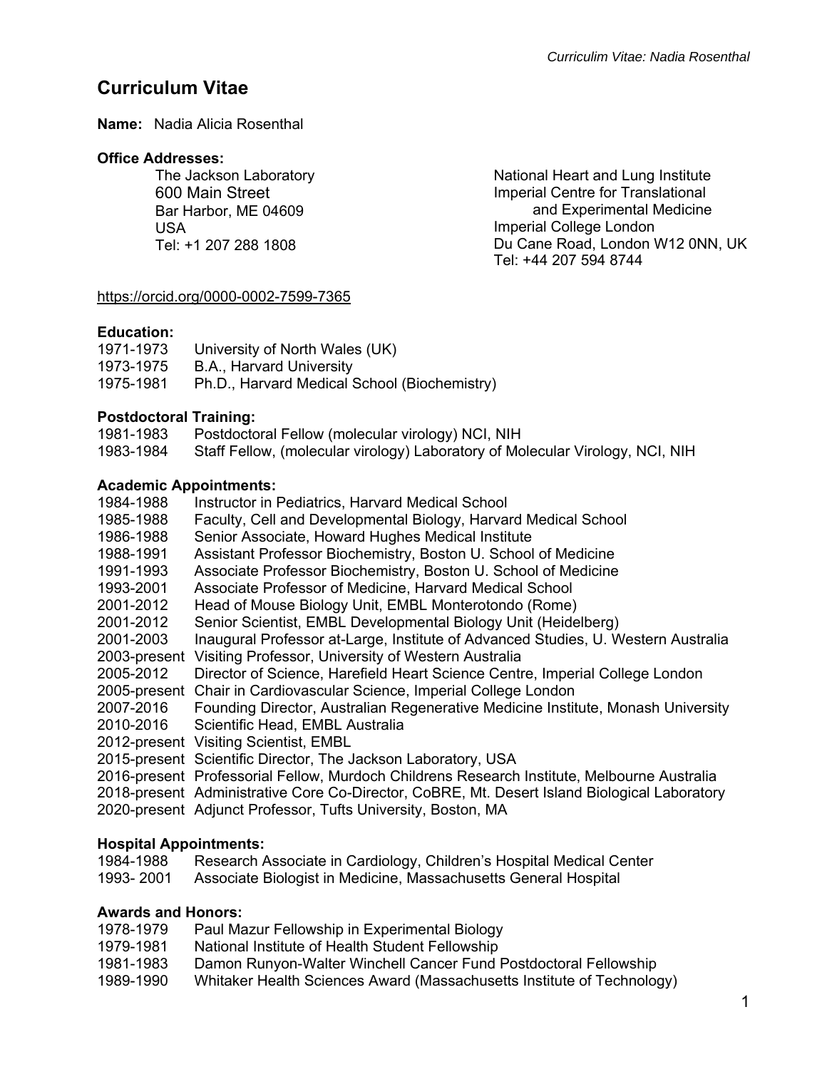# Curriculum Vitae

**Name:** Nadia Alicia Rosenthal

**Office Addresses:**

The Jackson Laboratory
600 Main Street
Bar Harbor, ME 04609
USA
Tel: +1 207 288 1808

National Heart and Lung Institute
Imperial Centre for Translational and Experimental Medicine
Imperial College London
Du Cane Road, London W12 0NN, UK
Tel: +44 207 594 8744

https://orcid.org/0000-0002-7599-7365

**Education:**

1971-1973 University of North Wales (UK)
1973-1975 B.A., Harvard University
1975-1981 Ph.D., Harvard Medical School (Biochemistry)

**Postdoctoral Training:**

1981-1983 Postdoctoral Fellow (molecular virology) NCI, NIH
1983-1984 Staff Fellow, (molecular virology) Laboratory of Molecular Virology, NCI, NIH

**Academic Appointments:**

1984-1988 Instructor in Pediatrics, Harvard Medical School
1985-1988 Faculty, Cell and Developmental Biology, Harvard Medical School
1986-1988 Senior Associate, Howard Hughes Medical Institute
1988-1991 Assistant Professor Biochemistry, Boston U. School of Medicine
1991-1993 Associate Professor Biochemistry, Boston U. School of Medicine
1993-2001 Associate Professor of Medicine, Harvard Medical School
2001-2012 Head of Mouse Biology Unit, EMBL Monterotondo (Rome)
2001-2012 Senior Scientist, EMBL Developmental Biology Unit (Heidelberg)
2001-2003 Inaugural Professor at-Large, Institute of Advanced Studies, U. Western Australia
2003-present Visiting Professor, University of Western Australia
2005-2012 Director of Science, Harefield Heart Science Centre, Imperial College London
2005-present Chair in Cardiovascular Science, Imperial College London
2007-2016 Founding Director, Australian Regenerative Medicine Institute, Monash University
2010-2016 Scientific Head, EMBL Australia
2012-present Visiting Scientist, EMBL
2015-present Scientific Director, The Jackson Laboratory, USA
2016-present Professorial Fellow, Murdoch Childrens Research Institute, Melbourne Australia
2018-present Administrative Core Co-Director, CoBRE, Mt. Desert Island Biological Laboratory
2020-present Adjunct Professor, Tufts University, Boston, MA

**Hospital Appointments:**

1984-1988 Research Associate in Cardiology, Children's Hospital Medical Center
1993- 2001 Associate Biologist in Medicine, Massachusetts General Hospital

**Awards and Honors:**

1978-1979 Paul Mazur Fellowship in Experimental Biology
1979-1981 National Institute of Health Student Fellowship
1981-1983 Damon Runyon-Walter Winchell Cancer Fund Postdoctoral Fellowship
1989-1990 Whitaker Health Sciences Award (Massachusetts Institute of Technology)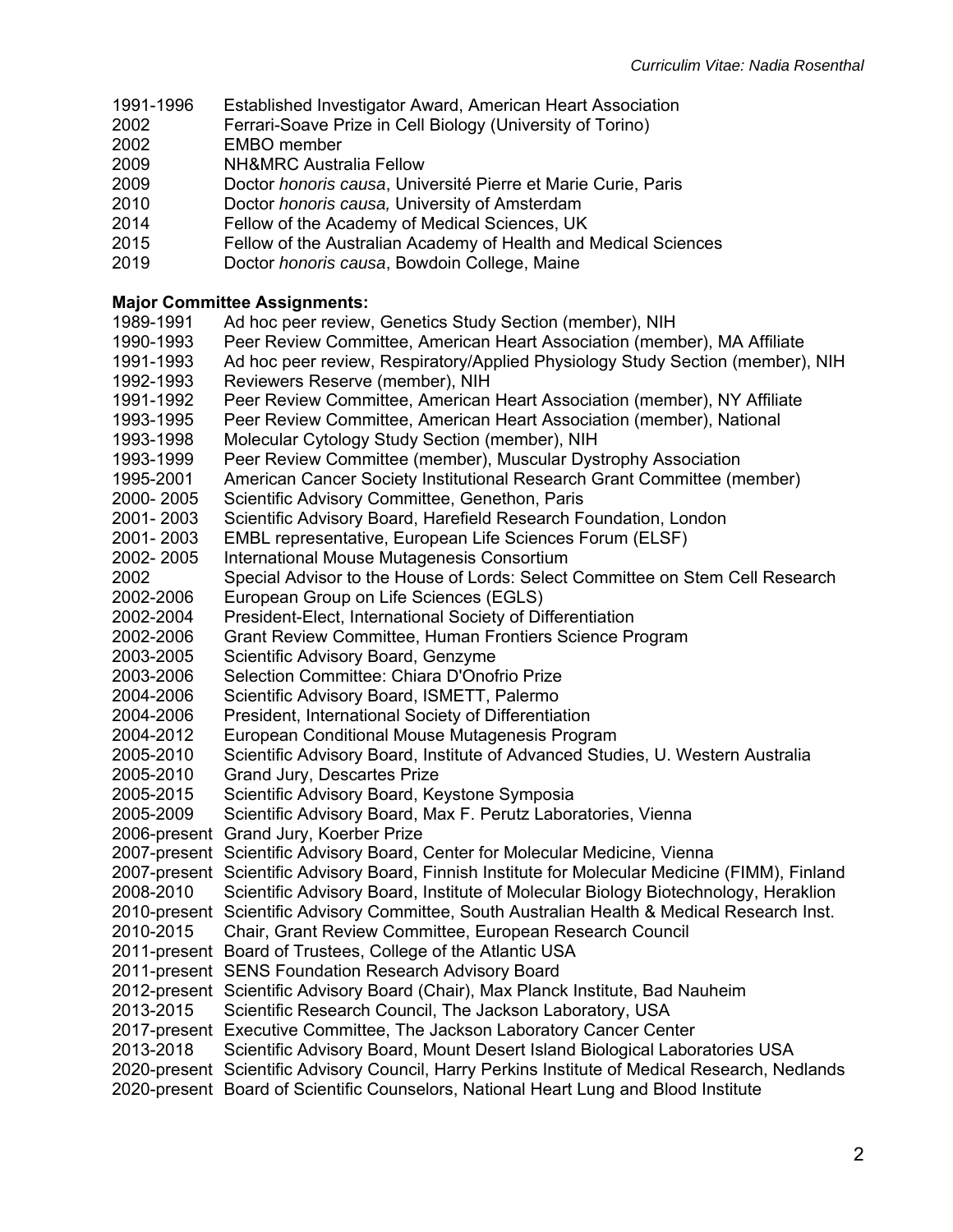1991-1996 Established Investigator Award, American Heart Association
2002 Ferrari-Soave Prize in Cell Biology (University of Torino)
2002 EMBO member
2009 NH&MRC Australia Fellow
2009 Doctor *honoris causa*, Université Pierre et Marie Curie, Paris
2010 Doctor *honoris causa,* University of Amsterdam
2014 Fellow of the Academy of Medical Sciences, UK
2015 Fellow of the Australian Academy of Health and Medical Sciences
2019 Doctor *honoris causa*, Bowdoin College, Maine

**Major Committee Assignments:**

1989-1991 Ad hoc peer review, Genetics Study Section (member), NIH
1990-1993 Peer Review Committee, American Heart Association (member), MA Affiliate
1991-1993 Ad hoc peer review, Respiratory/Applied Physiology Study Section (member), NIH
1992-1993 Reviewers Reserve (member), NIH
1991-1992 Peer Review Committee, American Heart Association (member), NY Affiliate
1993-1995 Peer Review Committee, American Heart Association (member), National
1993-1998 Molecular Cytology Study Section (member), NIH
1993-1999 Peer Review Committee (member), Muscular Dystrophy Association
1995-2001 American Cancer Society Institutional Research Grant Committee (member)
2000- 2005 Scientific Advisory Committee, Genethon, Paris
2001- 2003 Scientific Advisory Board, Harefield Research Foundation, London
2001- 2003 EMBL representative, European Life Sciences Forum (ELSF)
2002- 2005 International Mouse Mutagenesis Consortium
2002 Special Advisor to the House of Lords: Select Committee on Stem Cell Research
2002-2006 European Group on Life Sciences (EGLS)
2002-2004 President-Elect, International Society of Differentiation
2002-2006 Grant Review Committee, Human Frontiers Science Program
2003-2005 Scientific Advisory Board, Genzyme
2003-2006 Selection Committee: Chiara D'Onofrio Prize
2004-2006 Scientific Advisory Board, ISMETT, Palermo
2004-2006 President, International Society of Differentiation
2004-2012 European Conditional Mouse Mutagenesis Program
2005-2010 Scientific Advisory Board, Institute of Advanced Studies, U. Western Australia
2005-2010 Grand Jury, Descartes Prize
2005-2015 Scientific Advisory Board, Keystone Symposia
2005-2009 Scientific Advisory Board, Max F. Perutz Laboratories, Vienna
2006-present Grand Jury, Koerber Prize
2007-present Scientific Advisory Board, Center for Molecular Medicine, Vienna
2007-present Scientific Advisory Board, Finnish Institute for Molecular Medicine (FIMM), Finland
2008-2010 Scientific Advisory Board, Institute of Molecular Biology Biotechnology, Heraklion
2010-present Scientific Advisory Committee, South Australian Health & Medical Research Inst.
2010-2015 Chair, Grant Review Committee, European Research Council
2011-present Board of Trustees, College of the Atlantic USA
2011-present SENS Foundation Research Advisory Board
2012-present Scientific Advisory Board (Chair), Max Planck Institute, Bad Nauheim
2013-2015 Scientific Research Council, The Jackson Laboratory, USA
2017-present Executive Committee, The Jackson Laboratory Cancer Center
2013-2018 Scientific Advisory Board, Mount Desert Island Biological Laboratories USA
2020-present Scientific Advisory Council, Harry Perkins Institute of Medical Research, Nedlands
2020-present Board of Scientific Counselors, National Heart Lung and Blood Institute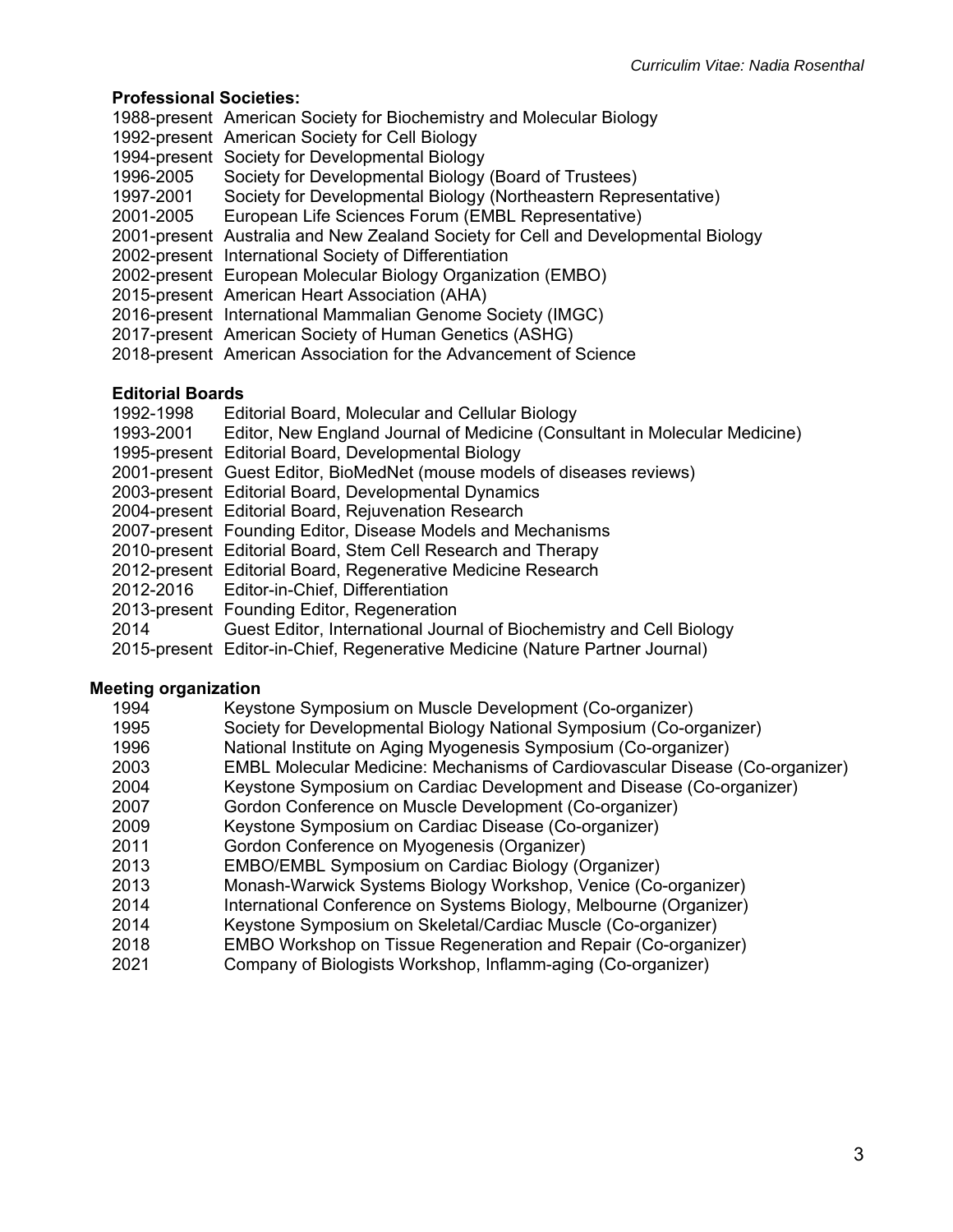**Professional Societies:**

1988-present American Society for Biochemistry and Molecular Biology
1992-present American Society for Cell Biology
1994-present Society for Developmental Biology
1996-2005 Society for Developmental Biology (Board of Trustees)
1997-2001 Society for Developmental Biology (Northeastern Representative)
2001-2005 European Life Sciences Forum (EMBL Representative)
2001-present Australia and New Zealand Society for Cell and Developmental Biology
2002-present International Society of Differentiation
2002-present European Molecular Biology Organization (EMBO)
2015-present American Heart Association (AHA)
2016-present International Mammalian Genome Society (IMGC)
2017-present American Society of Human Genetics (ASHG)
2018-present American Association for the Advancement of Science

**Editorial Boards**

1992-1998 Editorial Board, Molecular and Cellular Biology
1993-2001 Editor, New England Journal of Medicine (Consultant in Molecular Medicine)
1995-present Editorial Board, Developmental Biology
2001-present Guest Editor, BioMedNet (mouse models of diseases reviews)
2003-present Editorial Board, Developmental Dynamics
2004-present Editorial Board, Rejuvenation Research
2007-present Founding Editor, Disease Models and Mechanisms
2010-present Editorial Board, Stem Cell Research and Therapy
2012-present Editorial Board, Regenerative Medicine Research
2012-2016 Editor-in-Chief, Differentiation
2013-present Founding Editor, Regeneration
2014 Guest Editor, International Journal of Biochemistry and Cell Biology
2015-present Editor-in-Chief, Regenerative Medicine (Nature Partner Journal)

**Meeting organization**

1994 Keystone Symposium on Muscle Development (Co-organizer)
1995 Society for Developmental Biology National Symposium (Co-organizer)
1996 National Institute on Aging Myogenesis Symposium (Co-organizer)
2003 EMBL Molecular Medicine: Mechanisms of Cardiovascular Disease (Co-organizer)
2004 Keystone Symposium on Cardiac Development and Disease (Co-organizer)
2007 Gordon Conference on Muscle Development (Co-organizer)
2009 Keystone Symposium on Cardiac Disease (Co-organizer)
2011 Gordon Conference on Myogenesis (Organizer)
2013 EMBO/EMBL Symposium on Cardiac Biology (Organizer)
2013 Monash-Warwick Systems Biology Workshop, Venice (Co-organizer)
2014 International Conference on Systems Biology, Melbourne (Organizer)
2014 Keystone Symposium on Skeletal/Cardiac Muscle (Co-organizer)
2018 EMBO Workshop on Tissue Regeneration and Repair (Co-organizer)
2021 Company of Biologists Workshop, Inflamm-aging (Co-organizer)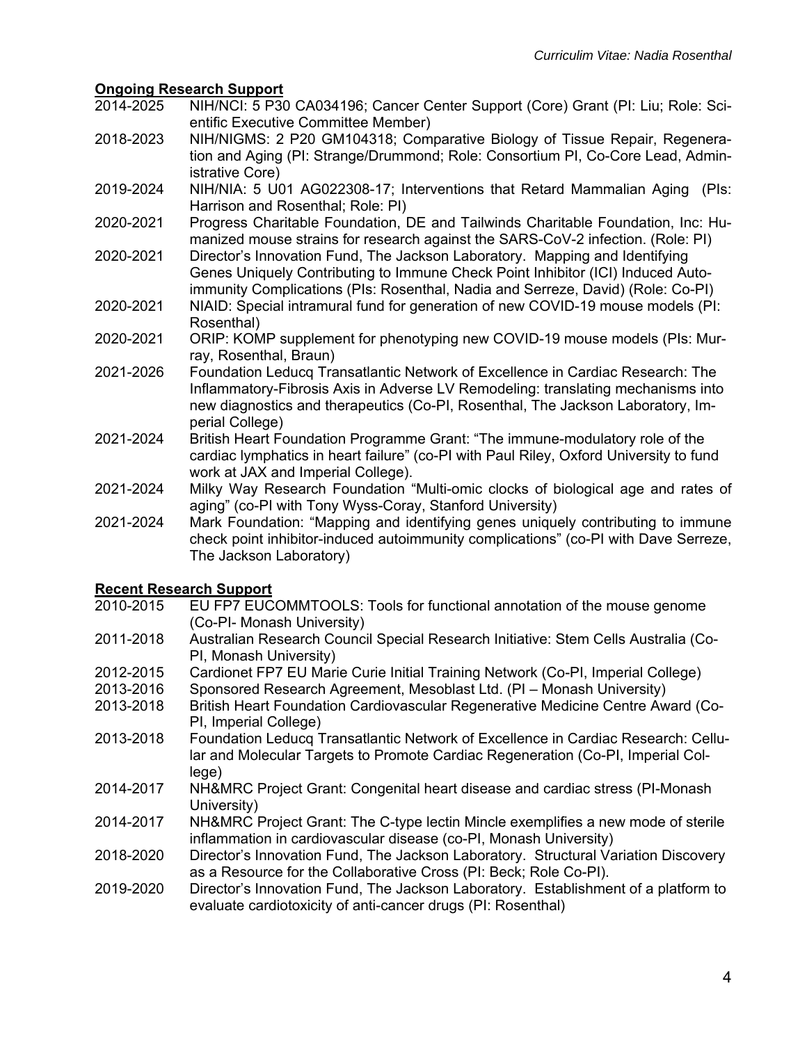## Ongoing Research Support

2014-2025 NIH/NCI: 5 P30 CA034196; Cancer Center Support (Core) Grant (PI: Liu; Role: Scientific Executive Committee Member)

2018-2023 NIH/NIGMS: 2 P20 GM104318; Comparative Biology of Tissue Repair, Regeneration and Aging (PI: Strange/Drummond; Role: Consortium PI, Co-Core Lead, Administrative Core)

2019-2024 NIH/NIA: 5 U01 AG022308-17; Interventions that Retard Mammalian Aging (PIs: Harrison and Rosenthal; Role: PI)

2020-2021 Progress Charitable Foundation, DE and Tailwinds Charitable Foundation, Inc: Humanized mouse strains for research against the SARS-CoV-2 infection. (Role: PI)

2020-2021 Director's Innovation Fund, The Jackson Laboratory. Mapping and Identifying Genes Uniquely Contributing to Immune Check Point Inhibitor (ICI) Induced Autoimmunity Complications (PIs: Rosenthal, Nadia and Serreze, David) (Role: Co-PI)

2020-2021 NIAID: Special intramural fund for generation of new COVID-19 mouse models (PI: Rosenthal)

2020-2021 ORIP: KOMP supplement for phenotyping new COVID-19 mouse models (PIs: Murray, Rosenthal, Braun)

2021-2026 Foundation Leducq Transatlantic Network of Excellence in Cardiac Research: The Inflammatory-Fibrosis Axis in Adverse LV Remodeling: translating mechanisms into new diagnostics and therapeutics (Co-PI, Rosenthal, The Jackson Laboratory, Imperial College)

2021-2024 British Heart Foundation Programme Grant: "The immune-modulatory role of the cardiac lymphatics in heart failure" (co-PI with Paul Riley, Oxford University to fund work at JAX and Imperial College).

2021-2024 Milky Way Research Foundation "Multi-omic clocks of biological age and rates of aging" (co-PI with Tony Wyss-Coray, Stanford University)

2021-2024 Mark Foundation: "Mapping and identifying genes uniquely contributing to immune check point inhibitor-induced autoimmunity complications" (co-PI with Dave Serreze, The Jackson Laboratory)

## Recent Research Support

2010-2015 EU FP7 EUCOMMTOOLS: Tools for functional annotation of the mouse genome (Co-PI- Monash University)

2011-2018 Australian Research Council Special Research Initiative: Stem Cells Australia (Co-PI, Monash University)

2012-2015 Cardionet FP7 EU Marie Curie Initial Training Network (Co-PI, Imperial College)

2013-2016 Sponsored Research Agreement, Mesoblast Ltd. (PI – Monash University)

2013-2018 British Heart Foundation Cardiovascular Regenerative Medicine Centre Award (Co-PI, Imperial College)

2013-2018 Foundation Leducq Transatlantic Network of Excellence in Cardiac Research: Cellular and Molecular Targets to Promote Cardiac Regeneration (Co-PI, Imperial College)

2014-2017 NH&MRC Project Grant: Congenital heart disease and cardiac stress (PI-Monash University)

2014-2017 NH&MRC Project Grant: The C-type lectin Mincle exemplifies a new mode of sterile inflammation in cardiovascular disease (co-PI, Monash University)

2018-2020 Director's Innovation Fund, The Jackson Laboratory. Structural Variation Discovery as a Resource for the Collaborative Cross (PI: Beck; Role Co-PI).

2019-2020 Director's Innovation Fund, The Jackson Laboratory. Establishment of a platform to evaluate cardiotoxicity of anti-cancer drugs (PI: Rosenthal)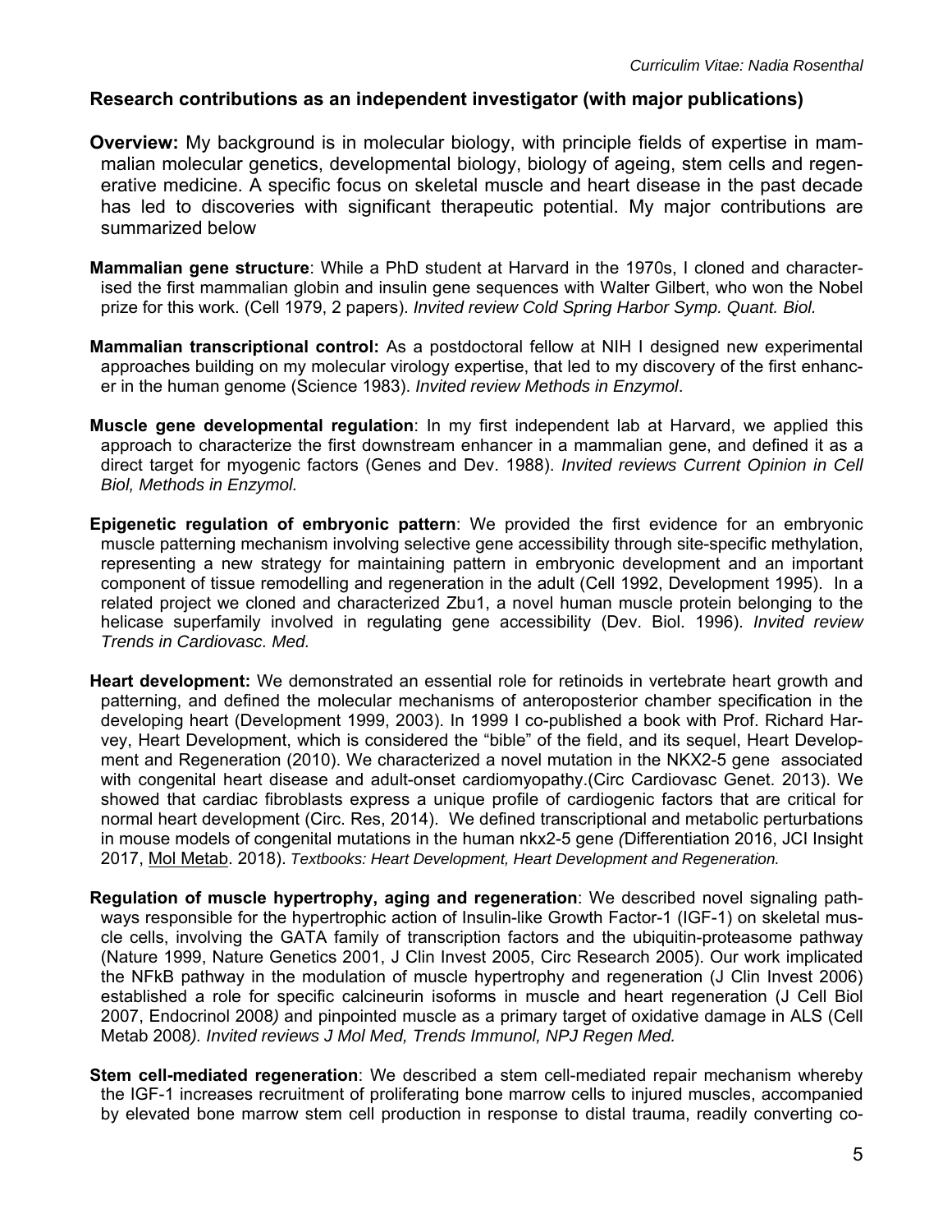## Research contributions as an independent investigator (with major publications)

**Overview:** My background is in molecular biology, with principle fields of expertise in mammalian molecular genetics, developmental biology, biology of ageing, stem cells and regenerative medicine. A specific focus on skeletal muscle and heart disease in the past decade has led to discoveries with significant therapeutic potential. My major contributions are summarized below

**Mammalian gene structure**: While a PhD student at Harvard in the 1970s, I cloned and characterised the first mammalian globin and insulin gene sequences with Walter Gilbert, who won the Nobel prize for this work. (Cell 1979, 2 papers). *Invited review Cold Spring Harbor Symp. Quant. Biol.*

**Mammalian transcriptional control:** As a postdoctoral fellow at NIH I designed new experimental approaches building on my molecular virology expertise, that led to my discovery of the first enhancer in the human genome (Science 1983). *Invited review Methods in Enzymol*.

**Muscle gene developmental regulation**: In my first independent lab at Harvard, we applied this approach to characterize the first downstream enhancer in a mammalian gene, and defined it as a direct target for myogenic factors (Genes and Dev. 1988). *Invited reviews Current Opinion in Cell Biol, Methods in Enzymol.*

**Epigenetic regulation of embryonic pattern**: We provided the first evidence for an embryonic muscle patterning mechanism involving selective gene accessibility through site-specific methylation, representing a new strategy for maintaining pattern in embryonic development and an important component of tissue remodelling and regeneration in the adult (Cell 1992, Development 1995). In a related project we cloned and characterized Zbu1, a novel human muscle protein belonging to the helicase superfamily involved in regulating gene accessibility (Dev. Biol. 1996). *Invited review Trends in Cardiovasc. Med.*

**Heart development:** We demonstrated an essential role for retinoids in vertebrate heart growth and patterning, and defined the molecular mechanisms of anteroposterior chamber specification in the developing heart (Development 1999, 2003). In 1999 I co-published a book with Prof. Richard Harvey, Heart Development, which is considered the "bible" of the field, and its sequel, Heart Development and Regeneration (2010). We characterized a novel mutation in the NKX2-5 gene associated with congenital heart disease and adult-onset cardiomyopathy.(Circ Cardiovasc Genet. 2013). We showed that cardiac fibroblasts express a unique profile of cardiogenic factors that are critical for normal heart development (Circ. Res, 2014). We defined transcriptional and metabolic perturbations in mouse models of congenital mutations in the human nkx2-5 gene *(*Differentiation 2016, JCI Insight 2017, Mol Metab. 2018). *Textbooks: Heart Development, Heart Development and Regeneration.*

**Regulation of muscle hypertrophy, aging and regeneration**: We described novel signaling pathways responsible for the hypertrophic action of Insulin-like Growth Factor-1 (IGF-1) on skeletal muscle cells, involving the GATA family of transcription factors and the ubiquitin-proteasome pathway (Nature 1999, Nature Genetics 2001, J Clin Invest 2005, Circ Research 2005). Our work implicated the NFkB pathway in the modulation of muscle hypertrophy and regeneration (J Clin Invest 2006) established a role for specific calcineurin isoforms in muscle and heart regeneration (J Cell Biol 2007, Endocrinol 2008*)* and pinpointed muscle as a primary target of oxidative damage in ALS (Cell Metab 2008*). Invited reviews J Mol Med, Trends Immunol, NPJ Regen Med.*

**Stem cell-mediated regeneration**: We described a stem cell-mediated repair mechanism whereby the IGF-1 increases recruitment of proliferating bone marrow cells to injured muscles, accompanied by elevated bone marrow stem cell production in response to distal trauma, readily converting co-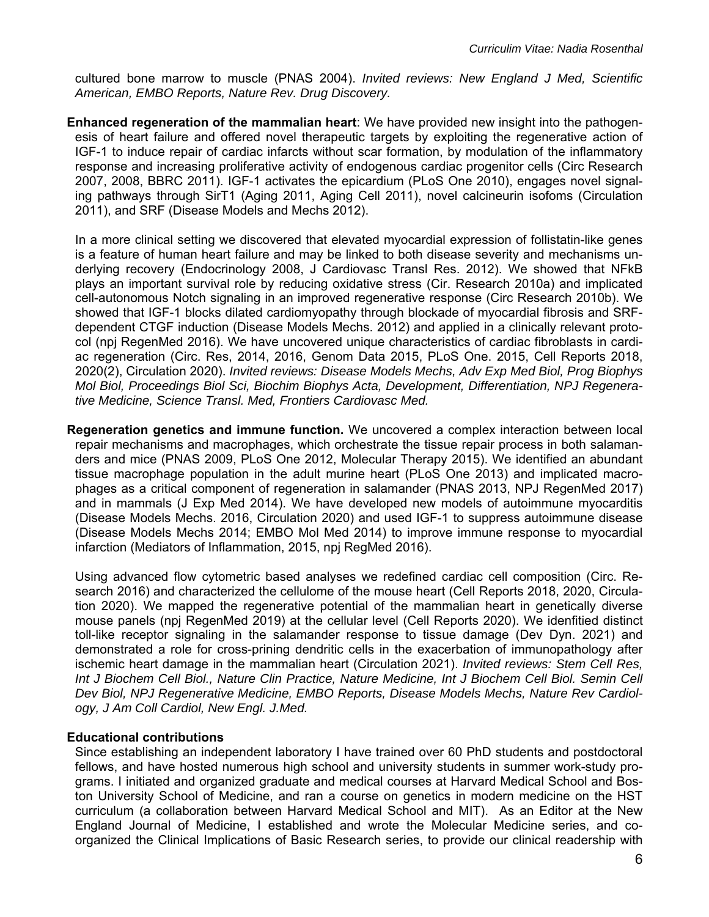cultured bone marrow to muscle (PNAS 2004). *Invited reviews: New England J Med, Scientific American, EMBO Reports, Nature Rev. Drug Discovery.*

**Enhanced regeneration of the mammalian heart**: We have provided new insight into the pathogenesis of heart failure and offered novel therapeutic targets by exploiting the regenerative action of IGF-1 to induce repair of cardiac infarcts without scar formation, by modulation of the inflammatory response and increasing proliferative activity of endogenous cardiac progenitor cells (Circ Research 2007, 2008, BBRC 2011). IGF-1 activates the epicardium (PLoS One 2010), engages novel signaling pathways through SirT1 (Aging 2011, Aging Cell 2011), novel calcineurin isofoms (Circulation 2011), and SRF (Disease Models and Mechs 2012).

In a more clinical setting we discovered that elevated myocardial expression of follistatin-like genes is a feature of human heart failure and may be linked to both disease severity and mechanisms underlying recovery (Endocrinology 2008, J Cardiovasc Transl Res. 2012). We showed that NFkB plays an important survival role by reducing oxidative stress (Cir. Research 2010a) and implicated cell-autonomous Notch signaling in an improved regenerative response (Circ Research 2010b). We showed that IGF-1 blocks dilated cardiomyopathy through blockade of myocardial fibrosis and SRF-dependent CTGF induction (Disease Models Mechs. 2012) and applied in a clinically relevant protocol (npj RegenMed 2016). We have uncovered unique characteristics of cardiac fibroblasts in cardiac regeneration (Circ. Res, 2014, 2016, Genom Data 2015, PLoS One. 2015, Cell Reports 2018, 2020(2), Circulation 2020). *Invited reviews: Disease Models Mechs, Adv Exp Med Biol, Prog Biophys Mol Biol, Proceedings Biol Sci, Biochim Biophys Acta, Development, Differentiation, NPJ Regenerative Medicine, Science Transl. Med, Frontiers Cardiovasc Med.*

**Regeneration genetics and immune function.** We uncovered a complex interaction between local repair mechanisms and macrophages, which orchestrate the tissue repair process in both salamanders and mice (PNAS 2009, PLoS One 2012, Molecular Therapy 2015). We identified an abundant tissue macrophage population in the adult murine heart (PLoS One 2013) and implicated macrophages as a critical component of regeneration in salamander (PNAS 2013, NPJ RegenMed 2017) and in mammals (J Exp Med 2014). We have developed new models of autoimmune myocarditis (Disease Models Mechs. 2016, Circulation 2020) and used IGF-1 to suppress autoimmune disease (Disease Models Mechs 2014; EMBO Mol Med 2014) to improve immune response to myocardial infarction (Mediators of Inflammation, 2015, npj RegMed 2016).

Using advanced flow cytometric based analyses we redefined cardiac cell composition (Circ. Research 2016) and characterized the cellulome of the mouse heart (Cell Reports 2018, 2020, Circulation 2020). We mapped the regenerative potential of the mammalian heart in genetically diverse mouse panels (npj RegenMed 2019) at the cellular level (Cell Reports 2020). We idenfitied distinct toll-like receptor signaling in the salamander response to tissue damage (Dev Dyn. 2021) and demonstrated a role for cross-prining dendritic cells in the exacerbation of immunopathology after ischemic heart damage in the mammalian heart (Circulation 2021). *Invited reviews: Stem Cell Res, Int J Biochem Cell Biol., Nature Clin Practice, Nature Medicine, Int J Biochem Cell Biol. Semin Cell Dev Biol, NPJ Regenerative Medicine, EMBO Reports, Disease Models Mechs, Nature Rev Cardiology, J Am Coll Cardiol, New Engl. J.Med.*

**Educational contributions**

Since establishing an independent laboratory I have trained over 60 PhD students and postdoctoral fellows, and have hosted numerous high school and university students in summer work-study programs. I initiated and organized graduate and medical courses at Harvard Medical School and Boston University School of Medicine, and ran a course on genetics in modern medicine on the HST curriculum (a collaboration between Harvard Medical School and MIT). As an Editor at the New England Journal of Medicine, I established and wrote the Molecular Medicine series, and co-organized the Clinical Implications of Basic Research series, to provide our clinical readership with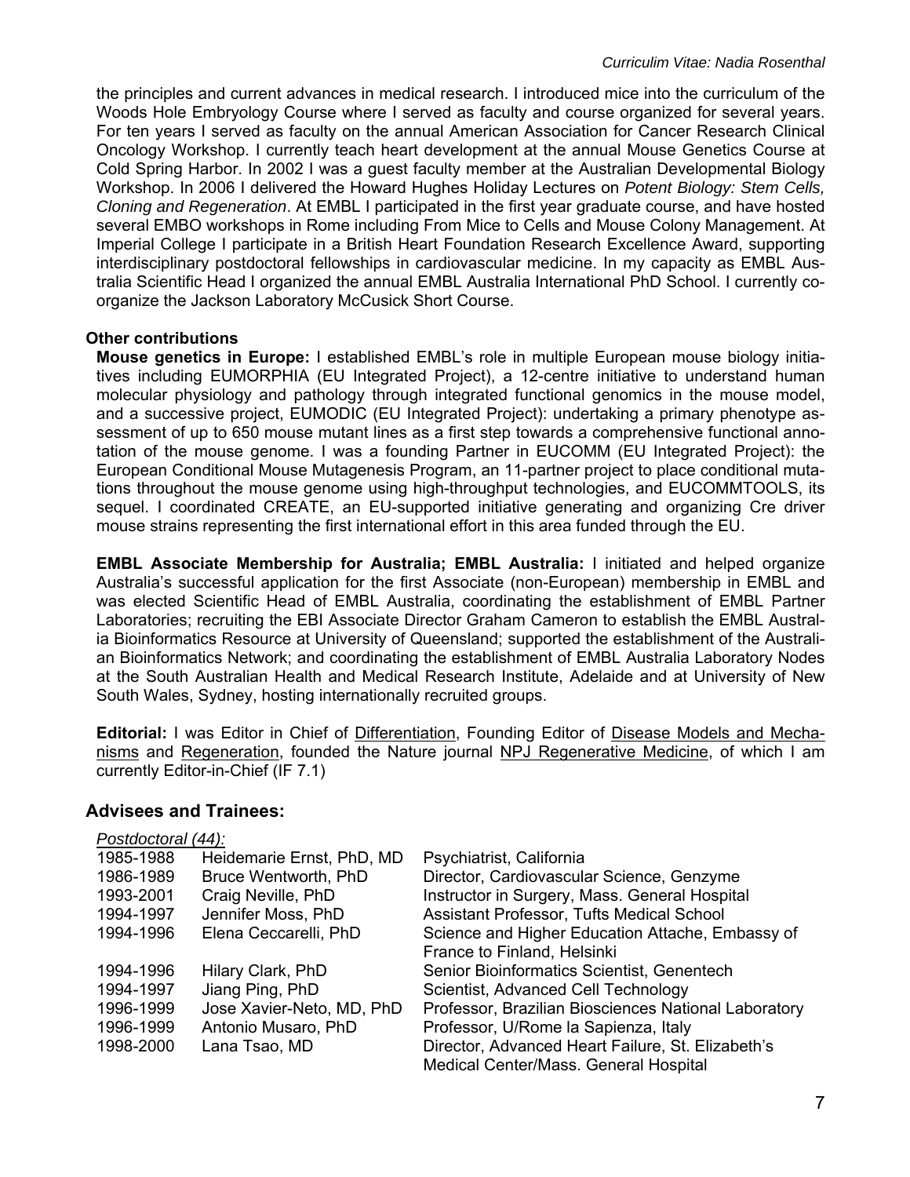the principles and current advances in medical research. I introduced mice into the curriculum of the Woods Hole Embryology Course where I served as faculty and course organized for several years. For ten years I served as faculty on the annual American Association for Cancer Research Clinical Oncology Workshop. I currently teach heart development at the annual Mouse Genetics Course at Cold Spring Harbor. In 2002 I was a guest faculty member at the Australian Developmental Biology Workshop. In 2006 I delivered the Howard Hughes Holiday Lectures on *Potent Biology: Stem Cells, Cloning and Regeneration*. At EMBL I participated in the first year graduate course, and have hosted several EMBO workshops in Rome including From Mice to Cells and Mouse Colony Management. At Imperial College I participate in a British Heart Foundation Research Excellence Award, supporting interdisciplinary postdoctoral fellowships in cardiovascular medicine. In my capacity as EMBL Australia Scientific Head I organized the annual EMBL Australia International PhD School. I currently co-organize the Jackson Laboratory McCusick Short Course.

**Other contributions**

**Mouse genetics in Europe:** I established EMBL's role in multiple European mouse biology initiatives including EUMORPHIA (EU Integrated Project), a 12-centre initiative to understand human molecular physiology and pathology through integrated functional genomics in the mouse model, and a successive project, EUMODIC (EU Integrated Project): undertaking a primary phenotype assessment of up to 650 mouse mutant lines as a first step towards a comprehensive functional annotation of the mouse genome. I was a founding Partner in EUCOMM (EU Integrated Project): the European Conditional Mouse Mutagenesis Program, an 11-partner project to place conditional mutations throughout the mouse genome using high-throughput technologies, and EUCOMMTOOLS, its sequel. I coordinated CREATE, an EU-supported initiative generating and organizing Cre driver mouse strains representing the first international effort in this area funded through the EU.

**EMBL Associate Membership for Australia; EMBL Australia:** I initiated and helped organize Australia's successful application for the first Associate (non-European) membership in EMBL and was elected Scientific Head of EMBL Australia, coordinating the establishment of EMBL Partner Laboratories; recruiting the EBI Associate Director Graham Cameron to establish the EMBL Australia Bioinformatics Resource at University of Queensland; supported the establishment of the Australian Bioinformatics Network; and coordinating the establishment of EMBL Australia Laboratory Nodes at the South Australian Health and Medical Research Institute, Adelaide and at University of New South Wales, Sydney, hosting internationally recruited groups.

**Editorial:** I was Editor in Chief of Differentiation, Founding Editor of Disease Models and Mechanisms and Regeneration, founded the Nature journal NPJ Regenerative Medicine, of which I am currently Editor-in-Chief (IF 7.1)

## Advisees and Trainees:

*Postdoctoral (44):*

| | | |
|---|---|---|
| 1985-1988 | Heidemarie Ernst, PhD, MD | Psychiatrist, California |
| 1986-1989 | Bruce Wentworth, PhD | Director, Cardiovascular Science, Genzyme |
| 1993-2001 | Craig Neville, PhD | Instructor in Surgery, Mass. General Hospital |
| 1994-1997 | Jennifer Moss, PhD | Assistant Professor, Tufts Medical School |
| 1994-1996 | Elena Ceccarelli, PhD | Science and Higher Education Attache, Embassy of France to Finland, Helsinki |
| 1994-1996 | Hilary Clark, PhD | Senior Bioinformatics Scientist, Genentech |
| 1994-1997 | Jiang Ping, PhD | Scientist, Advanced Cell Technology |
| 1996-1999 | Jose Xavier-Neto, MD, PhD | Professor, Brazilian Biosciences National Laboratory |
| 1996-1999 | Antonio Musaro, PhD | Professor, U/Rome la Sapienza, Italy |
| 1998-2000 | Lana Tsao, MD | Director, Advanced Heart Failure, St. Elizabeth's Medical Center/Mass. General Hospital |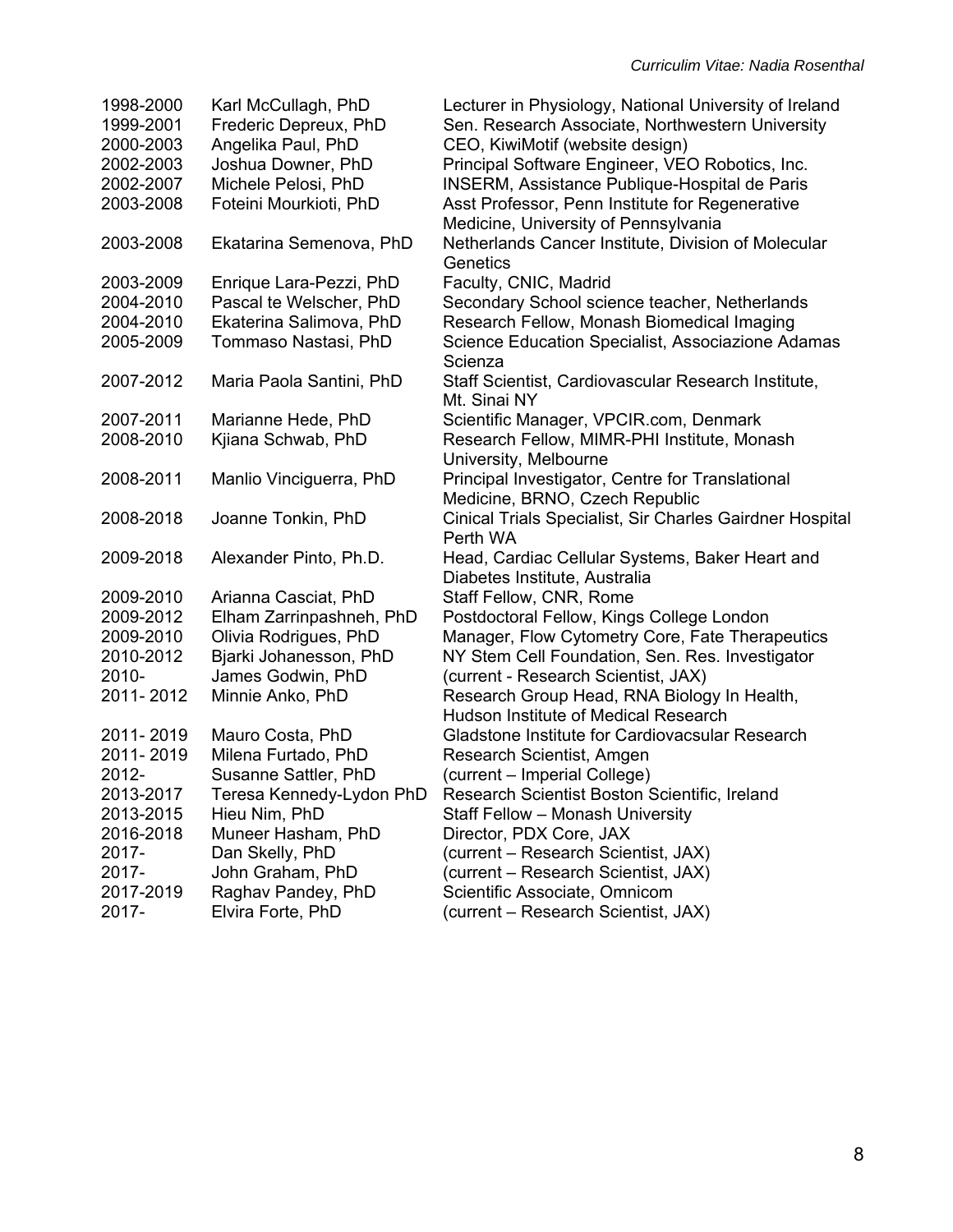| | | |
|---|---|---|
| 1998-2000 | Karl McCullagh, PhD | Lecturer in Physiology, National University of Ireland |
| 1999-2001 | Frederic Depreux, PhD | Sen. Research Associate, Northwestern University |
| 2000-2003 | Angelika Paul, PhD | CEO, KiwiMotif (website design) |
| 2002-2003 | Joshua Downer, PhD | Principal Software Engineer, VEO Robotics, Inc. |
| 2002-2007 | Michele Pelosi, PhD | INSERM, Assistance Publique-Hospital de Paris |
| 2003-2008 | Foteini Mourkioti, PhD | Asst Professor, Penn Institute for Regenerative Medicine, University of Pennsylvania |
| 2003-2008 | Ekatarina Semenova, PhD | Netherlands Cancer Institute, Division of Molecular Genetics |
| 2003-2009 | Enrique Lara-Pezzi, PhD | Faculty, CNIC, Madrid |
| 2004-2010 | Pascal te Welscher, PhD | Secondary School science teacher, Netherlands |
| 2004-2010 | Ekaterina Salimova, PhD | Research Fellow, Monash Biomedical Imaging |
| 2005-2009 | Tommaso Nastasi, PhD | Science Education Specialist, Associazione Adamas Scienza |
| 2007-2012 | Maria Paola Santini, PhD | Staff Scientist, Cardiovascular Research Institute, Mt. Sinai NY |
| 2007-2011 | Marianne Hede, PhD | Scientific Manager, VPCIR.com, Denmark |
| 2008-2010 | Kjiana Schwab, PhD | Research Fellow, MIMR-PHI Institute, Monash University, Melbourne |
| 2008-2011 | Manlio Vinciguerra, PhD | Principal Investigator, Centre for Translational Medicine, BRNO, Czech Republic |
| 2008-2018 | Joanne Tonkin, PhD | Cinical Trials Specialist, Sir Charles Gairdner Hospital Perth WA |
| 2009-2018 | Alexander Pinto, Ph.D. | Head, Cardiac Cellular Systems, Baker Heart and Diabetes Institute, Australia |
| 2009-2010 | Arianna Casciat, PhD | Staff Fellow, CNR, Rome |
| 2009-2012 | Elham Zarrinpashneh, PhD | Postdoctoral Fellow, Kings College London |
| 2009-2010 | Olivia Rodrigues, PhD | Manager, Flow Cytometry Core, Fate Therapeutics |
| 2010-2012 | Bjarki Johanesson, PhD | NY Stem Cell Foundation, Sen. Res. Investigator |
| 2010- | James Godwin, PhD | (current - Research Scientist, JAX) |
| 2011- 2012 | Minnie Anko, PhD | Research Group Head, RNA Biology In Health, Hudson Institute of Medical Research |
| 2011- 2019 | Mauro Costa, PhD | Gladstone Institute for Cardiovacsular Research |
| 2011- 2019 | Milena Furtado, PhD | Research Scientist, Amgen |
| 2012- | Susanne Sattler, PhD | (current – Imperial College) |
| 2013-2017 | Teresa Kennedy-Lydon PhD | Research Scientist Boston Scientific, Ireland |
| 2013-2015 | Hieu Nim, PhD | Staff Fellow – Monash University |
| 2016-2018 | Muneer Hasham, PhD | Director, PDX Core, JAX |
| 2017- | Dan Skelly, PhD | (current – Research Scientist, JAX) |
| 2017- | John Graham, PhD | (current – Research Scientist, JAX) |
| 2017-2019 | Raghav Pandey, PhD | Scientific Associate, Omnicom |
| 2017- | Elvira Forte, PhD | (current – Research Scientist, JAX) |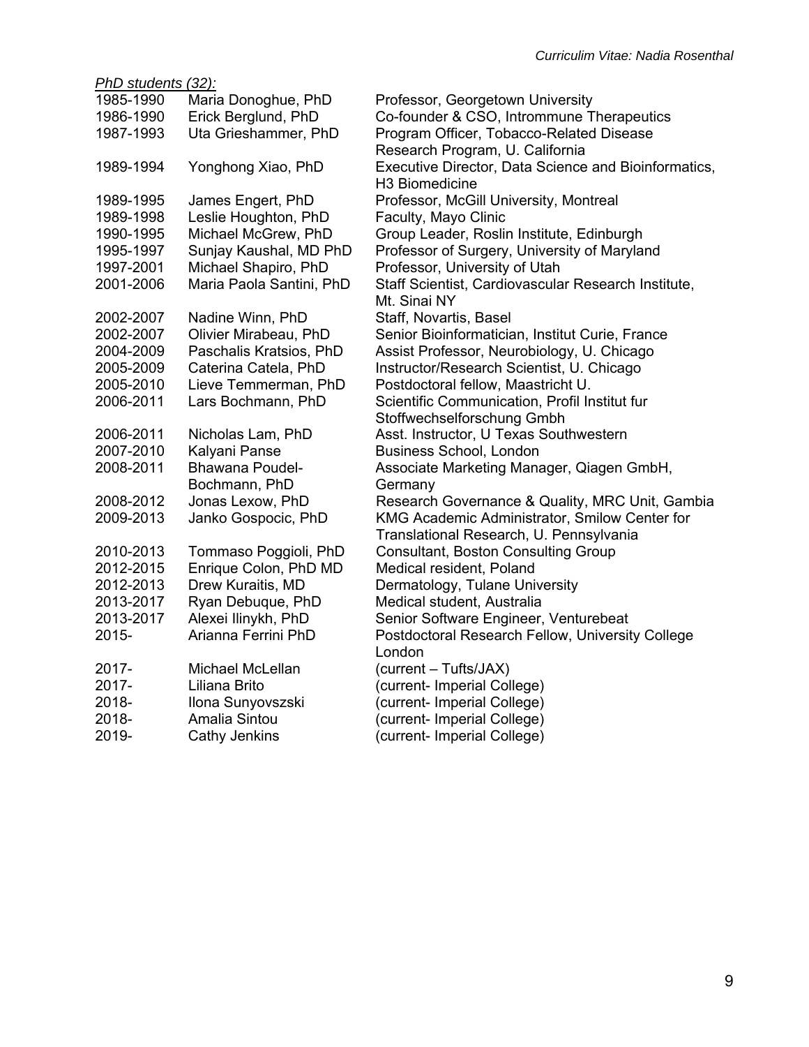*PhD students (32):*

| | | |
|---|---|---|
| 1985-1990 | Maria Donoghue, PhD | Professor, Georgetown University |
| 1986-1990 | Erick Berglund, PhD | Co-founder & CSO, Intrommune Therapeutics |
| 1987-1993 | Uta Grieshammer, PhD | Program Officer, Tobacco-Related Disease Research Program, U. California |
| 1989-1994 | Yonghong Xiao, PhD | Executive Director, Data Science and Bioinformatics, H3 Biomedicine |
| 1989-1995 | James Engert, PhD | Professor, McGill University, Montreal |
| 1989-1998 | Leslie Houghton, PhD | Faculty, Mayo Clinic |
| 1990-1995 | Michael McGrew, PhD | Group Leader, Roslin Institute, Edinburgh |
| 1995-1997 | Sunjay Kaushal, MD PhD | Professor of Surgery, University of Maryland |
| 1997-2001 | Michael Shapiro, PhD | Professor, University of Utah |
| 2001-2006 | Maria Paola Santini, PhD | Staff Scientist, Cardiovascular Research Institute, Mt. Sinai NY |
| 2002-2007 | Nadine Winn, PhD | Staff, Novartis, Basel |
| 2002-2007 | Olivier Mirabeau, PhD | Senior Bioinformatician, Institut Curie, France |
| 2004-2009 | Paschalis Kratsios, PhD | Assist Professor, Neurobiology, U. Chicago |
| 2005-2009 | Caterina Catela, PhD | Instructor/Research Scientist, U. Chicago |
| 2005-2010 | Lieve Temmerman, PhD | Postdoctoral fellow, Maastricht U. |
| 2006-2011 | Lars Bochmann, PhD | Scientific Communication, Profil Institut fur Stoffwechselforschung Gmbh |
| 2006-2011 | Nicholas Lam, PhD | Asst. Instructor, U Texas Southwestern |
| 2007-2010 | Kalyani Panse | Business School, London |
| 2008-2011 | Bhawana Poudel-Bochmann, PhD | Associate Marketing Manager, Qiagen GmbH, Germany |
| 2008-2012 | Jonas Lexow, PhD | Research Governance & Quality, MRC Unit, Gambia |
| 2009-2013 | Janko Gospocic, PhD | KMG Academic Administrator, Smilow Center for Translational Research, U. Pennsylvania |
| 2010-2013 | Tommaso Poggioli, PhD | Consultant, Boston Consulting Group |
| 2012-2015 | Enrique Colon, PhD MD | Medical resident, Poland |
| 2012-2013 | Drew Kuraitis, MD | Dermatology, Tulane University |
| 2013-2017 | Ryan Debuque, PhD | Medical student, Australia |
| 2013-2017 | Alexei Ilinykh, PhD | Senior Software Engineer, Venturebeat |
| 2015- | Arianna Ferrini PhD | Postdoctoral Research Fellow, University College London |
| 2017- | Michael McLellan | (current – Tufts/JAX) |
| 2017- | Liliana Brito | (current- Imperial College) |
| 2018- | Ilona Sunyovszski | (current- Imperial College) |
| 2018- | Amalia Sintou | (current- Imperial College) |
| 2019- | Cathy Jenkins | (current- Imperial College) |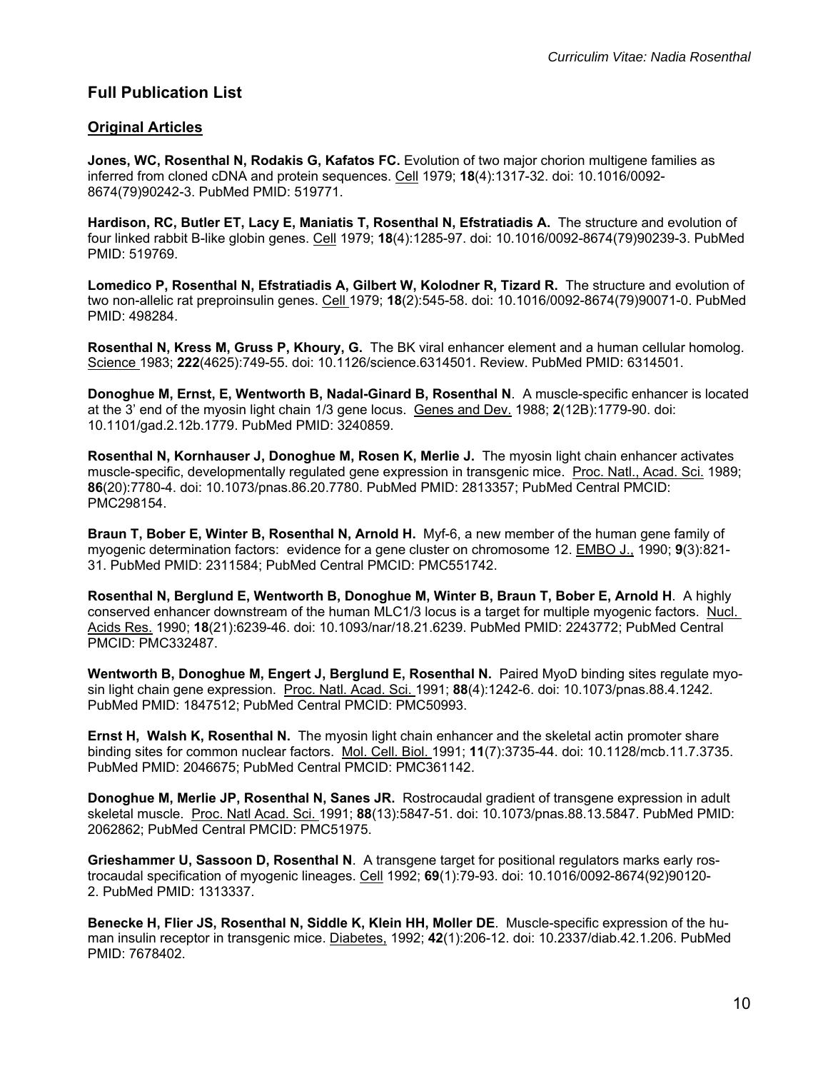## Full Publication List

### Original Articles

**Jones, WC, Rosenthal N, Rodakis G, Kafatos FC.** Evolution of two major chorion multigene families as inferred from cloned cDNA and protein sequences. Cell 1979; **18**(4):1317-32. doi: 10.1016/0092-8674(79)90242-3. PubMed PMID: 519771.

**Hardison, RC, Butler ET, Lacy E, Maniatis T, Rosenthal N, Efstratiadis A.** The structure and evolution of four linked rabbit B-like globin genes. Cell 1979; **18**(4):1285-97. doi: 10.1016/0092-8674(79)90239-3. PubMed PMID: 519769.

**Lomedico P, Rosenthal N, Efstratiadis A, Gilbert W, Kolodner R, Tizard R.** The structure and evolution of two non-allelic rat preproinsulin genes. Cell 1979; **18**(2):545-58. doi: 10.1016/0092-8674(79)90071-0. PubMed PMID: 498284.

**Rosenthal N, Kress M, Gruss P, Khoury, G.** The BK viral enhancer element and a human cellular homolog. Science 1983; **222**(4625):749-55. doi: 10.1126/science.6314501. Review. PubMed PMID: 6314501.

**Donoghue M, Ernst, E, Wentworth B, Nadal-Ginard B, Rosenthal N**. A muscle-specific enhancer is located at the 3' end of the myosin light chain 1/3 gene locus. Genes and Dev. 1988; **2**(12B):1779-90. doi: 10.1101/gad.2.12b.1779. PubMed PMID: 3240859.

**Rosenthal N, Kornhauser J, Donoghue M, Rosen K, Merlie J.** The myosin light chain enhancer activates muscle-specific, developmentally regulated gene expression in transgenic mice. Proc. Natl., Acad. Sci. 1989; **86**(20):7780-4. doi: 10.1073/pnas.86.20.7780. PubMed PMID: 2813357; PubMed Central PMCID: PMC298154.

**Braun T, Bober E, Winter B, Rosenthal N, Arnold H.** Myf-6, a new member of the human gene family of myogenic determination factors: evidence for a gene cluster on chromosome 12. EMBO J., 1990; **9**(3):821-31. PubMed PMID: 2311584; PubMed Central PMCID: PMC551742.

**Rosenthal N, Berglund E, Wentworth B, Donoghue M, Winter B, Braun T, Bober E, Arnold H**. A highly conserved enhancer downstream of the human MLC1/3 locus is a target for multiple myogenic factors. Nucl. Acids Res. 1990; **18**(21):6239-46. doi: 10.1093/nar/18.21.6239. PubMed PMID: 2243772; PubMed Central PMCID: PMC332487.

**Wentworth B, Donoghue M, Engert J, Berglund E, Rosenthal N.** Paired MyoD binding sites regulate myosin light chain gene expression. Proc. Natl. Acad. Sci. 1991; **88**(4):1242-6. doi: 10.1073/pnas.88.4.1242. PubMed PMID: 1847512; PubMed Central PMCID: PMC50993.

**Ernst H, Walsh K, Rosenthal N.** The myosin light chain enhancer and the skeletal actin promoter share binding sites for common nuclear factors. Mol. Cell. Biol. 1991; **11**(7):3735-44. doi: 10.1128/mcb.11.7.3735. PubMed PMID: 2046675; PubMed Central PMCID: PMC361142.

**Donoghue M, Merlie JP, Rosenthal N, Sanes JR.** Rostrocaudal gradient of transgene expression in adult skeletal muscle. Proc. Natl Acad. Sci. 1991; **88**(13):5847-51. doi: 10.1073/pnas.88.13.5847. PubMed PMID: 2062862; PubMed Central PMCID: PMC51975.

**Grieshammer U, Sassoon D, Rosenthal N**. A transgene target for positional regulators marks early rostrocaudal specification of myogenic lineages. Cell 1992; **69**(1):79-93. doi: 10.1016/0092-8674(92)90120-2. PubMed PMID: 1313337.

**Benecke H, Flier JS, Rosenthal N, Siddle K, Klein HH, Moller DE**. Muscle-specific expression of the human insulin receptor in transgenic mice. Diabetes, 1992; **42**(1):206-12. doi: 10.2337/diab.42.1.206. PubMed PMID: 7678402.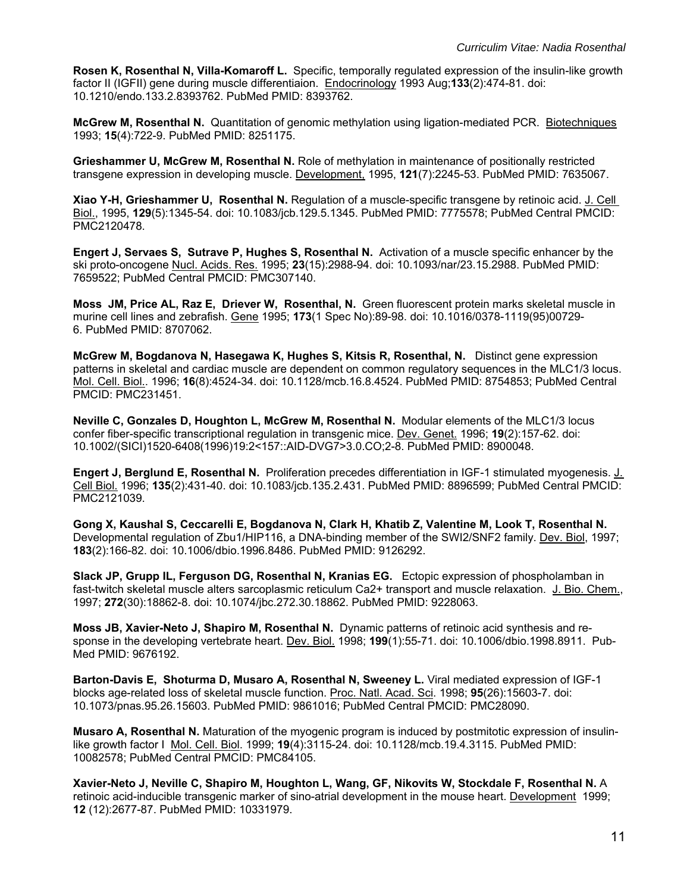**Rosen K, Rosenthal N, Villa-Komaroff L.** Specific, temporally regulated expression of the insulin-like growth factor II (IGFII) gene during muscle differentiaion. Endocrinology 1993 Aug;**133**(2):474-81. doi: 10.1210/endo.133.2.8393762. PubMed PMID: 8393762.

**McGrew M, Rosenthal N.** Quantitation of genomic methylation using ligation-mediated PCR. Biotechniques 1993; **15**(4):722-9. PubMed PMID: 8251175.

**Grieshammer U, McGrew M, Rosenthal N.** Role of methylation in maintenance of positionally restricted transgene expression in developing muscle. Development, 1995, **121**(7):2245-53. PubMed PMID: 7635067.

**Xiao Y-H, Grieshammer U, Rosenthal N.** Regulation of a muscle-specific transgene by retinoic acid. J. Cell Biol., 1995, **129**(5):1345-54. doi: 10.1083/jcb.129.5.1345. PubMed PMID: 7775578; PubMed Central PMCID: PMC2120478.

**Engert J, Servaes S, Sutrave P, Hughes S, Rosenthal N.** Activation of a muscle specific enhancer by the ski proto-oncogene Nucl. Acids. Res. 1995; **23**(15):2988-94. doi: 10.1093/nar/23.15.2988. PubMed PMID: 7659522; PubMed Central PMCID: PMC307140.

**Moss JM, Price AL, Raz E, Driever W, Rosenthal, N.** Green fluorescent protein marks skeletal muscle in murine cell lines and zebrafish. Gene 1995; **173**(1 Spec No):89-98. doi: 10.1016/0378-1119(95)00729-6. PubMed PMID: 8707062.

**McGrew M, Bogdanova N, Hasegawa K, Hughes S, Kitsis R, Rosenthal, N.** Distinct gene expression patterns in skeletal and cardiac muscle are dependent on common regulatory sequences in the MLC1/3 locus. Mol. Cell. Biol.. 1996; **16**(8):4524-34. doi: 10.1128/mcb.16.8.4524. PubMed PMID: 8754853; PubMed Central PMCID: PMC231451.

**Neville C, Gonzales D, Houghton L, McGrew M, Rosenthal N.** Modular elements of the MLC1/3 locus confer fiber-specific transcriptional regulation in transgenic mice. Dev. Genet. 1996; **19**(2):157-62. doi: 10.1002/(SICI)1520-6408(1996)19:2<157::AID-DVG7>3.0.CO;2-8. PubMed PMID: 8900048.

**Engert J, Berglund E, Rosenthal N.** Proliferation precedes differentiation in IGF-1 stimulated myogenesis. J. Cell Biol. 1996; **135**(2):431-40. doi: 10.1083/jcb.135.2.431. PubMed PMID: 8896599; PubMed Central PMCID: PMC2121039.

**Gong X, Kaushal S, Ceccarelli E, Bogdanova N, Clark H, Khatib Z, Valentine M, Look T, Rosenthal N.** Developmental regulation of Zbu1/HIP116, a DNA-binding member of the SWI2/SNF2 family. Dev. Biol, 1997; **183**(2):166-82. doi: 10.1006/dbio.1996.8486. PubMed PMID: 9126292.

**Slack JP, Grupp IL, Ferguson DG, Rosenthal N, Kranias EG.** Ectopic expression of phospholamban in fast-twitch skeletal muscle alters sarcoplasmic reticulum Ca2+ transport and muscle relaxation. J. Bio. Chem., 1997; **272**(30):18862-8. doi: 10.1074/jbc.272.30.18862. PubMed PMID: 9228063.

**Moss JB, Xavier-Neto J, Shapiro M, Rosenthal N.** Dynamic patterns of retinoic acid synthesis and re-sponse in the developing vertebrate heart. Dev. Biol. 1998; **199**(1):55-71. doi: 10.1006/dbio.1998.8911. Pub-Med PMID: 9676192.

**Barton-Davis E, Shoturma D, Musaro A, Rosenthal N, Sweeney L.** Viral mediated expression of IGF-1 blocks age-related loss of skeletal muscle function. Proc. Natl. Acad. Sci. 1998; **95**(26):15603-7. doi: 10.1073/pnas.95.26.15603. PubMed PMID: 9861016; PubMed Central PMCID: PMC28090.

**Musaro A, Rosenthal N.** Maturation of the myogenic program is induced by postmitotic expression of insulin-like growth factor I Mol. Cell. Biol. 1999; **19**(4):3115-24. doi: 10.1128/mcb.19.4.3115. PubMed PMID: 10082578; PubMed Central PMCID: PMC84105.

**Xavier-Neto J, Neville C, Shapiro M, Houghton L, Wang, GF, Nikovits W, Stockdale F, Rosenthal N.** A retinoic acid-inducible transgenic marker of sino-atrial development in the mouse heart. Development 1999; **12** (12):2677-87. PubMed PMID: 10331979.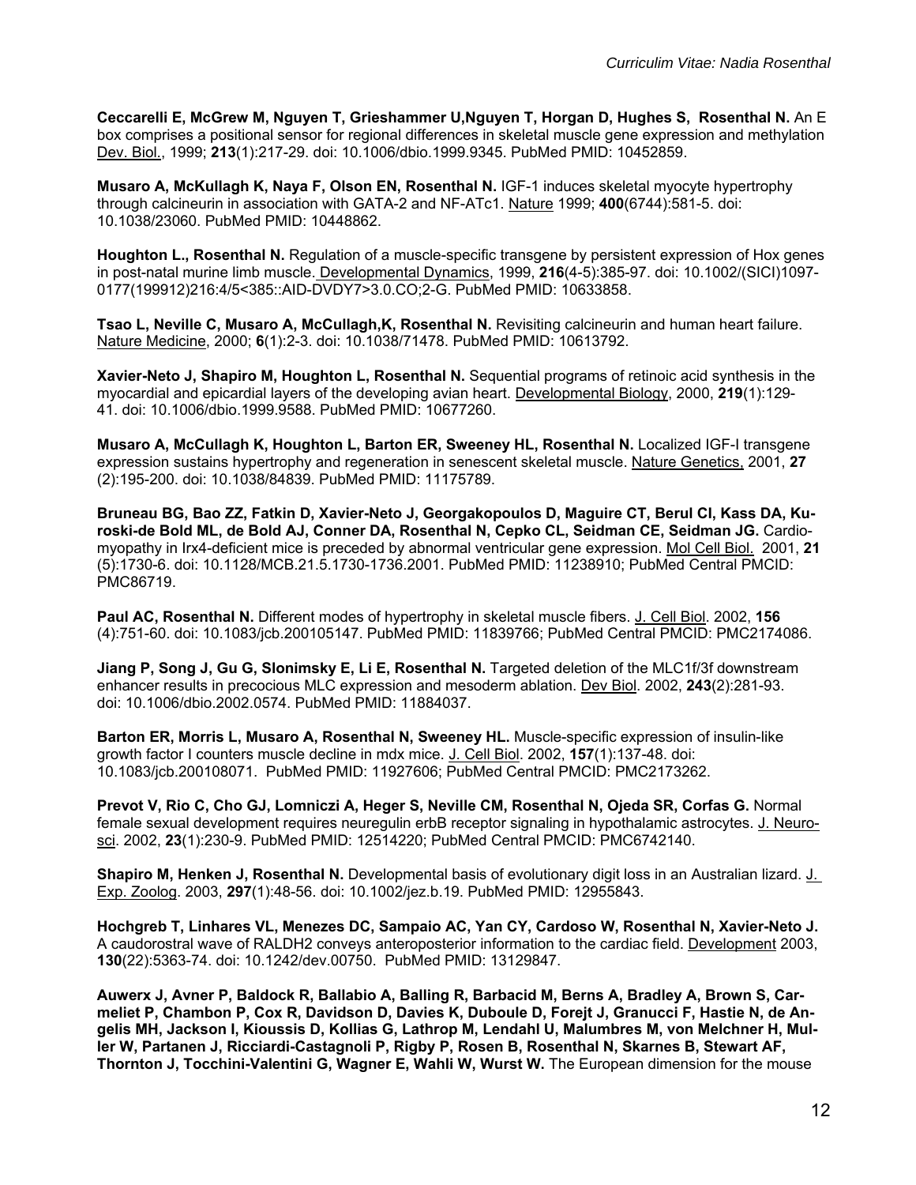**Ceccarelli E, McGrew M, Nguyen T, Grieshammer U,Nguyen T, Horgan D, Hughes S, Rosenthal N.** An E box comprises a positional sensor for regional differences in skeletal muscle gene expression and methylation Dev. Biol., 1999; **213**(1):217-29. doi: 10.1006/dbio.1999.9345. PubMed PMID: 10452859.

**Musaro A, McKullagh K, Naya F, Olson EN, Rosenthal N.** IGF-1 induces skeletal myocyte hypertrophy through calcineurin in association with GATA-2 and NF-ATc1. Nature 1999; **400**(6744):581-5. doi: 10.1038/23060. PubMed PMID: 10448862.

**Houghton L., Rosenthal N.** Regulation of a muscle-specific transgene by persistent expression of Hox genes in post-natal murine limb muscle. Developmental Dynamics, 1999, **216**(4-5):385-97. doi: 10.1002/(SICI)1097-0177(199912)216:4/5<385::AID-DVDY7>3.0.CO;2-G. PubMed PMID: 10633858.

**Tsao L, Neville C, Musaro A, McCullagh,K, Rosenthal N.** Revisiting calcineurin and human heart failure. Nature Medicine, 2000; **6**(1):2-3. doi: 10.1038/71478. PubMed PMID: 10613792.

**Xavier-Neto J, Shapiro M, Houghton L, Rosenthal N.** Sequential programs of retinoic acid synthesis in the myocardial and epicardial layers of the developing avian heart. Developmental Biology, 2000, **219**(1):129-41. doi: 10.1006/dbio.1999.9588. PubMed PMID: 10677260.

**Musaro A, McCullagh K, Houghton L, Barton ER, Sweeney HL, Rosenthal N.** Localized IGF-I transgene expression sustains hypertrophy and regeneration in senescent skeletal muscle. Nature Genetics, 2001, **27** (2):195-200. doi: 10.1038/84839. PubMed PMID: 11175789.

**Bruneau BG, Bao ZZ, Fatkin D, Xavier-Neto J, Georgakopoulos D, Maguire CT, Berul CI, Kass DA, Kuroski-de Bold ML, de Bold AJ, Conner DA, Rosenthal N, Cepko CL, Seidman CE, Seidman JG.** Cardiomyopathy in Irx4-deficient mice is preceded by abnormal ventricular gene expression. Mol Cell Biol. 2001, **21** (5):1730-6. doi: 10.1128/MCB.21.5.1730-1736.2001. PubMed PMID: 11238910; PubMed Central PMCID: PMC86719.

**Paul AC, Rosenthal N.** Different modes of hypertrophy in skeletal muscle fibers. J. Cell Biol. 2002, **156** (4):751-60. doi: 10.1083/jcb.200105147. PubMed PMID: 11839766; PubMed Central PMCID: PMC2174086.

**Jiang P, Song J, Gu G, Slonimsky E, Li E, Rosenthal N.** Targeted deletion of the MLC1f/3f downstream enhancer results in precocious MLC expression and mesoderm ablation. Dev Biol. 2002, **243**(2):281-93. doi: 10.1006/dbio.2002.0574. PubMed PMID: 11884037.

**Barton ER, Morris L, Musaro A, Rosenthal N, Sweeney HL.** Muscle-specific expression of insulin-like growth factor I counters muscle decline in mdx mice. J. Cell Biol. 2002, **157**(1):137-48. doi: 10.1083/jcb.200108071. PubMed PMID: 11927606; PubMed Central PMCID: PMC2173262.

**Prevot V, Rio C, Cho GJ, Lomniczi A, Heger S, Neville CM, Rosenthal N, Ojeda SR, Corfas G.** Normal female sexual development requires neuregulin erbB receptor signaling in hypothalamic astrocytes. J. Neurosci. 2002, **23**(1):230-9. PubMed PMID: 12514220; PubMed Central PMCID: PMC6742140.

**Shapiro M, Henken J, Rosenthal N.** Developmental basis of evolutionary digit loss in an Australian lizard. J. Exp. Zoolog. 2003, **297**(1):48-56. doi: 10.1002/jez.b.19. PubMed PMID: 12955843.

**Hochgreb T, Linhares VL, Menezes DC, Sampaio AC, Yan CY, Cardoso W, Rosenthal N, Xavier-Neto J.** A caudorostral wave of RALDH2 conveys anteroposterior information to the cardiac field. Development 2003, **130**(22):5363-74. doi: 10.1242/dev.00750. PubMed PMID: 13129847.

**Auwerx J, Avner P, Baldock R, Ballabio A, Balling R, Barbacid M, Berns A, Bradley A, Brown S, Carmeliet P, Chambon P, Cox R, Davidson D, Davies K, Duboule D, Forejt J, Granucci F, Hastie N, de Angelis MH, Jackson I, Kioussis D, Kollias G, Lathrop M, Lendahl U, Malumbres M, von Melchner H, Muller W, Partanen J, Ricciardi-Castagnoli P, Rigby P, Rosen B, Rosenthal N, Skarnes B, Stewart AF, Thornton J, Tocchini-Valentini G, Wagner E, Wahli W, Wurst W.** The European dimension for the mouse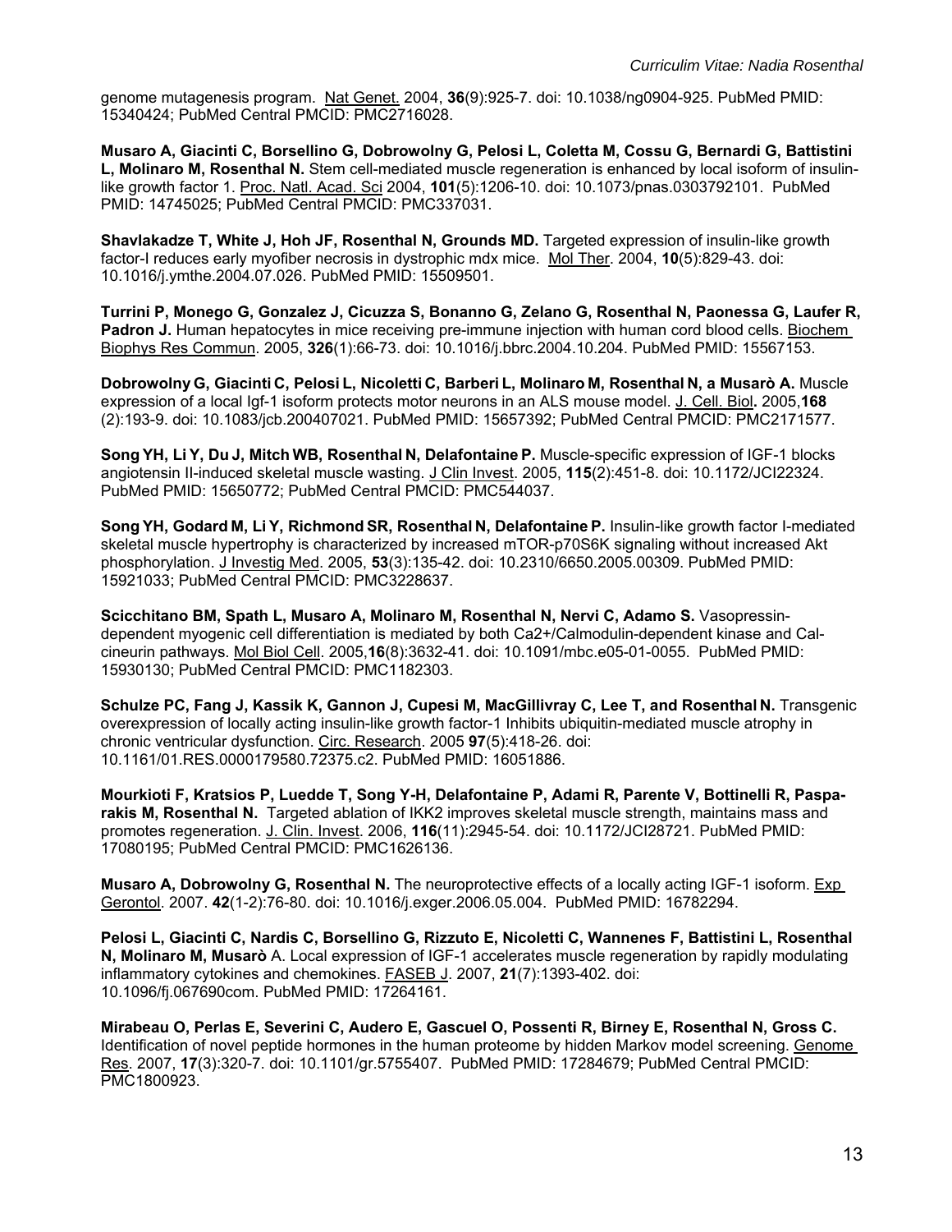genome mutagenesis program. Nat Genet. 2004, **36**(9):925-7. doi: 10.1038/ng0904-925. PubMed PMID: 15340424; PubMed Central PMCID: PMC2716028.

**Musaro A, Giacinti C, Borsellino G, Dobrowolny G, Pelosi L, Coletta M, Cossu G, Bernardi G, Battistini L, Molinaro M, Rosenthal N.** Stem cell-mediated muscle regeneration is enhanced by local isoform of insulin-like growth factor 1. Proc. Natl. Acad. Sci 2004, **101**(5):1206-10. doi: 10.1073/pnas.0303792101. PubMed PMID: 14745025; PubMed Central PMCID: PMC337031.

**Shavlakadze T, White J, Hoh JF, Rosenthal N, Grounds MD.** Targeted expression of insulin-like growth factor-I reduces early myofiber necrosis in dystrophic mdx mice. Mol Ther. 2004, **10**(5):829-43. doi: 10.1016/j.ymthe.2004.07.026. PubMed PMID: 15509501.

**Turrini P, Monego G, Gonzalez J, Cicuzza S, Bonanno G, Zelano G, Rosenthal N, Paonessa G, Laufer R, Padron J.** Human hepatocytes in mice receiving pre-immune injection with human cord blood cells. Biochem Biophys Res Commun. 2005, **326**(1):66-73. doi: 10.1016/j.bbrc.2004.10.204. PubMed PMID: 15567153.

**Dobrowolny G, Giacinti C, Pelosi L, Nicoletti C, Barberi L, Molinaro M, Rosenthal N, a Musarò A.** Muscle expression of a local Igf-1 isoform protects motor neurons in an ALS mouse model. J. Cell. Biol**.** 2005,**168** (2):193-9. doi: 10.1083/jcb.200407021. PubMed PMID: 15657392; PubMed Central PMCID: PMC2171577.

**Song YH, Li Y, Du J, Mitch WB, Rosenthal N, Delafontaine P.** Muscle-specific expression of IGF-1 blocks angiotensin II-induced skeletal muscle wasting. J Clin Invest. 2005, **115**(2):451-8. doi: 10.1172/JCI22324. PubMed PMID: 15650772; PubMed Central PMCID: PMC544037.

**Song YH, Godard M, Li Y, Richmond SR, Rosenthal N, Delafontaine P.** Insulin-like growth factor I-mediated skeletal muscle hypertrophy is characterized by increased mTOR-p70S6K signaling without increased Akt phosphorylation. J Investig Med. 2005, **53**(3):135-42. doi: 10.2310/6650.2005.00309. PubMed PMID: 15921033; PubMed Central PMCID: PMC3228637.

**Scicchitano BM, Spath L, Musaro A, Molinaro M, Rosenthal N, Nervi C, Adamo S.** Vasopressin-dependent myogenic cell differentiation is mediated by both Ca2+/Calmodulin-dependent kinase and Calcineurin pathways. Mol Biol Cell. 2005,**16**(8):3632-41. doi: 10.1091/mbc.e05-01-0055. PubMed PMID: 15930130; PubMed Central PMCID: PMC1182303.

**Schulze PC, Fang J, Kassik K, Gannon J, Cupesi M, MacGillivray C, Lee T, and Rosenthal N.** Transgenic overexpression of locally acting insulin-like growth factor-1 Inhibits ubiquitin-mediated muscle atrophy in chronic ventricular dysfunction. Circ. Research. 2005 **97**(5):418-26. doi: 10.1161/01.RES.0000179580.72375.c2. PubMed PMID: 16051886.

**Mourkioti F, Kratsios P, Luedde T, Song Y-H, Delafontaine P, Adami R, Parente V, Bottinelli R, Pasparakis M, Rosenthal N.** Targeted ablation of IKK2 improves skeletal muscle strength, maintains mass and promotes regeneration. J. Clin. Invest. 2006, **116**(11):2945-54. doi: 10.1172/JCI28721. PubMed PMID: 17080195; PubMed Central PMCID: PMC1626136.

**Musaro A, Dobrowolny G, Rosenthal N.** The neuroprotective effects of a locally acting IGF-1 isoform. Exp Gerontol. 2007. **42**(1-2):76-80. doi: 10.1016/j.exger.2006.05.004. PubMed PMID: 16782294.

**Pelosi L, Giacinti C, Nardis C, Borsellino G, Rizzuto E, Nicoletti C, Wannenes F, Battistini L, Rosenthal N, Molinaro M, Musarò** A. Local expression of IGF-1 accelerates muscle regeneration by rapidly modulating inflammatory cytokines and chemokines. FASEB J. 2007, **21**(7):1393-402. doi: 10.1096/fj.067690com. PubMed PMID: 17264161.

**Mirabeau O, Perlas E, Severini C, Audero E, Gascuel O, Possenti R, Birney E, Rosenthal N, Gross C.** Identification of novel peptide hormones in the human proteome by hidden Markov model screening. Genome Res. 2007, **17**(3):320-7. doi: 10.1101/gr.5755407. PubMed PMID: 17284679; PubMed Central PMCID: PMC1800923.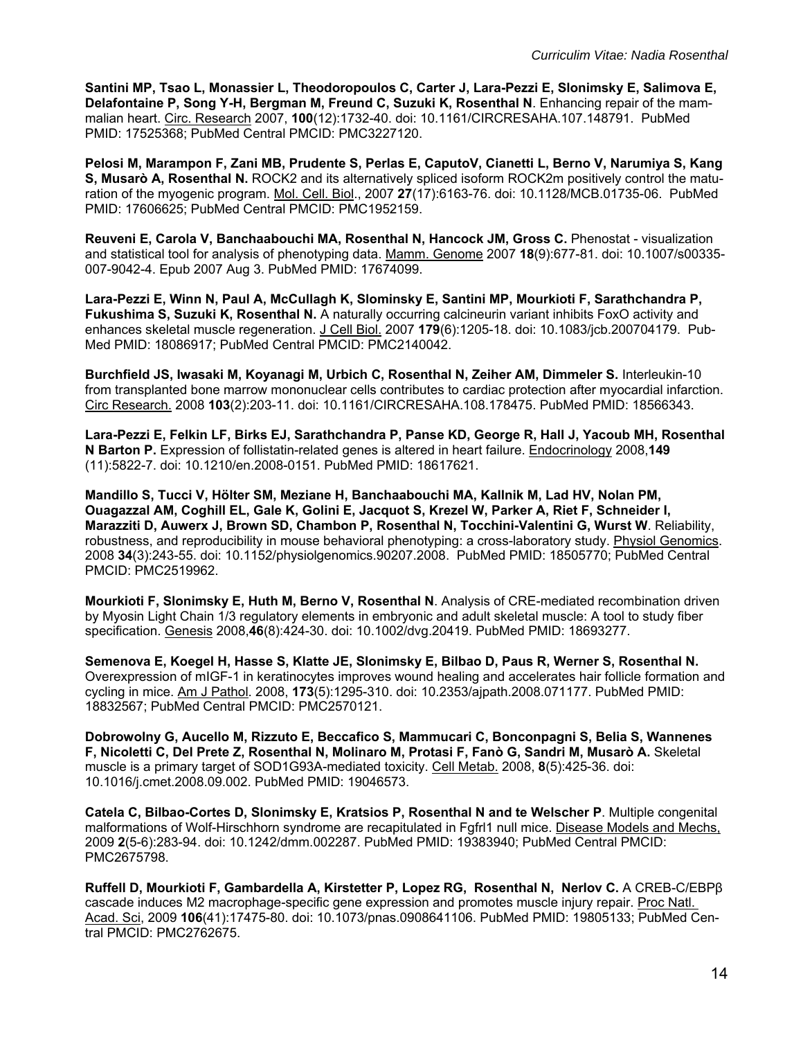**Santini MP, Tsao L, Monassier L, Theodoropoulos C, Carter J, Lara-Pezzi E, Slonimsky E, Salimova E, Delafontaine P, Song Y-H, Bergman M, Freund C, Suzuki K, Rosenthal N**. Enhancing repair of the mammalian heart. Circ. Research 2007, **100**(12):1732-40. doi: 10.1161/CIRCRESAHA.107.148791. PubMed PMID: 17525368; PubMed Central PMCID: PMC3227120.

**Pelosi M, Marampon F, Zani MB, Prudente S, Perlas E, CaputoV, Cianetti L, Berno V, Narumiya S, Kang S, Musarò A, Rosenthal N.** ROCK2 and its alternatively spliced isoform ROCK2m positively control the maturation of the myogenic program. Mol. Cell. Biol., 2007 **27**(17):6163-76. doi: 10.1128/MCB.01735-06. PubMed PMID: 17606625; PubMed Central PMCID: PMC1952159.

**Reuveni E, Carola V, Banchaabouchi MA, Rosenthal N, Hancock JM, Gross C.** Phenostat - visualization and statistical tool for analysis of phenotyping data. Mamm. Genome 2007 **18**(9):677-81. doi: 10.1007/s00335-007-9042-4. Epub 2007 Aug 3. PubMed PMID: 17674099.

**Lara-Pezzi E, Winn N, Paul A, McCullagh K, Slominsky E, Santini MP, Mourkioti F, Sarathchandra P, Fukushima S, Suzuki K, Rosenthal N.** A naturally occurring calcineurin variant inhibits FoxO activity and enhances skeletal muscle regeneration. J Cell Biol. 2007 **179**(6):1205-18. doi: 10.1083/jcb.200704179. PubMed PMID: 18086917; PubMed Central PMCID: PMC2140042.

**Burchfield JS, Iwasaki M, Koyanagi M, Urbich C, Rosenthal N, Zeiher AM, Dimmeler S.** Interleukin-10 from transplanted bone marrow mononuclear cells contributes to cardiac protection after myocardial infarction. Circ Research. 2008 **103**(2):203-11. doi: 10.1161/CIRCRESAHA.108.178475. PubMed PMID: 18566343.

**Lara-Pezzi E, Felkin LF, Birks EJ, Sarathchandra P, Panse KD, George R, Hall J, Yacoub MH, Rosenthal N Barton P.** Expression of follistatin-related genes is altered in heart failure. Endocrinology 2008,**149** (11):5822-7. doi: 10.1210/en.2008-0151. PubMed PMID: 18617621.

**Mandillo S, Tucci V, Hölter SM, Meziane H, Banchaabouchi MA, Kallnik M, Lad HV, Nolan PM, Ouagazzal AM, Coghill EL, Gale K, Golini E, Jacquot S, Krezel W, Parker A, Riet F, Schneider I, Marazziti D, Auwerx J, Brown SD, Chambon P, Rosenthal N, Tocchini-Valentini G, Wurst W**. Reliability, robustness, and reproducibility in mouse behavioral phenotyping: a cross-laboratory study. Physiol Genomics. 2008 **34**(3):243-55. doi: 10.1152/physiolgenomics.90207.2008. PubMed PMID: 18505770; PubMed Central PMCID: PMC2519962.

**Mourkioti F, Slonimsky E, Huth M, Berno V, Rosenthal N**. Analysis of CRE-mediated recombination driven by Myosin Light Chain 1/3 regulatory elements in embryonic and adult skeletal muscle: A tool to study fiber specification. Genesis 2008,**46**(8):424-30. doi: 10.1002/dvg.20419. PubMed PMID: 18693277.

**Semenova E, Koegel H, Hasse S, Klatte JE, Slonimsky E, Bilbao D, Paus R, Werner S, Rosenthal N.** Overexpression of mIGF-1 in keratinocytes improves wound healing and accelerates hair follicle formation and cycling in mice. Am J Pathol. 2008, **173**(5):1295-310. doi: 10.2353/ajpath.2008.071177. PubMed PMID: 18832567; PubMed Central PMCID: PMC2570121.

**Dobrowolny G, Aucello M, Rizzuto E, Beccafico S, Mammucari C, Bonconpagni S, Belia S, Wannenes F, Nicoletti C, Del Prete Z, Rosenthal N, Molinaro M, Protasi F, Fanò G, Sandri M, Musarò A.** Skeletal muscle is a primary target of SOD1G93A-mediated toxicity. Cell Metab. 2008, **8**(5):425-36. doi: 10.1016/j.cmet.2008.09.002. PubMed PMID: 19046573.

**Catela C, Bilbao-Cortes D, Slonimsky E, Kratsios P, Rosenthal N and te Welscher P**. Multiple congenital malformations of Wolf-Hirschhorn syndrome are recapitulated in Fgfrl1 null mice. Disease Models and Mechs, 2009 **2**(5-6):283-94. doi: 10.1242/dmm.002287. PubMed PMID: 19383940; PubMed Central PMCID: PMC2675798.

**Ruffell D, Mourkioti F, Gambardella A, Kirstetter P, Lopez RG, Rosenthal N, Nerlov C.** A CREB-C/EBPβ cascade induces M2 macrophage-specific gene expression and promotes muscle injury repair. Proc Natl. Acad. Sci, 2009 **106**(41):17475-80. doi: 10.1073/pnas.0908641106. PubMed PMID: 19805133; PubMed Central PMCID: PMC2762675.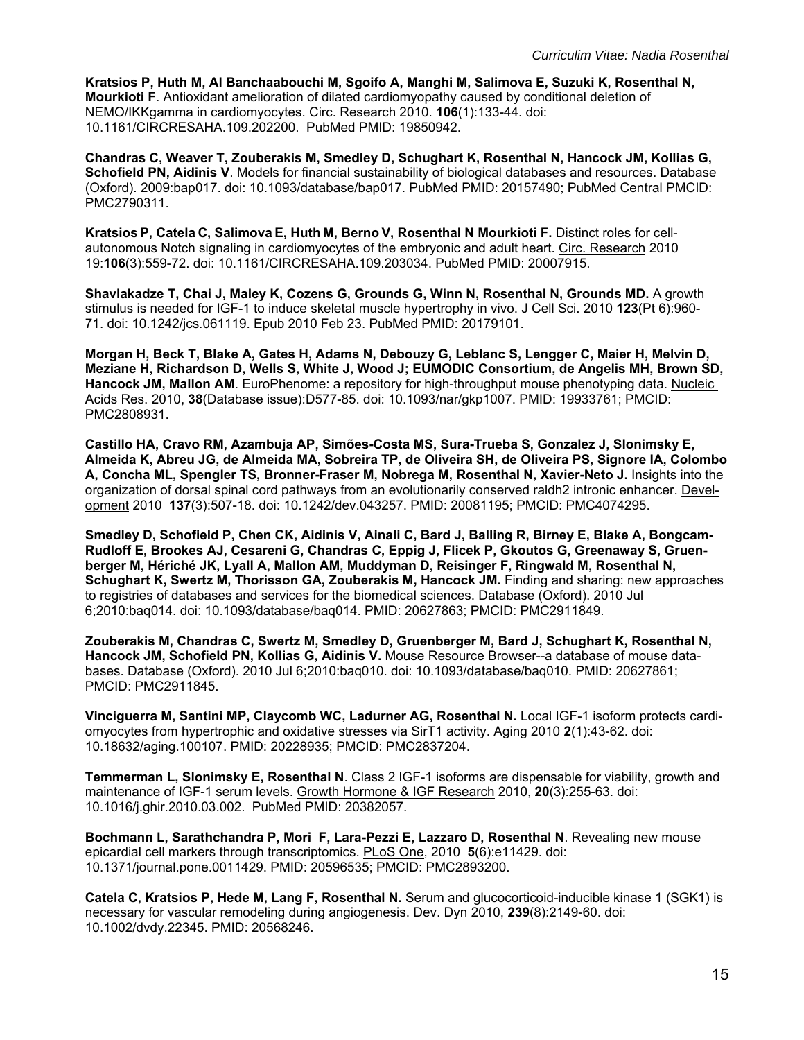**Kratsios P, Huth M, Al Banchaabouchi M, Sgoifo A, Manghi M, Salimova E, Suzuki K, Rosenthal N, Mourkioti F**. Antioxidant amelioration of dilated cardiomyopathy caused by conditional deletion of NEMO/IKKgamma in cardiomyocytes. Circ. Research 2010. **106**(1):133-44. doi: 10.1161/CIRCRESAHA.109.202200. PubMed PMID: 19850942.

**Chandras C, Weaver T, Zouberakis M, Smedley D, Schughart K, Rosenthal N, Hancock JM, Kollias G, Schofield PN, Aidinis V**. Models for financial sustainability of biological databases and resources. Database (Oxford). 2009:bap017. doi: 10.1093/database/bap017. PubMed PMID: 20157490; PubMed Central PMCID: PMC2790311.

**Kratsios P, Catela C, Salimova E, Huth M, Berno V, Rosenthal N Mourkioti F.** Distinct roles for cell-autonomous Notch signaling in cardiomyocytes of the embryonic and adult heart. Circ. Research 2010 19:**106**(3):559-72. doi: 10.1161/CIRCRESAHA.109.203034. PubMed PMID: 20007915.

**Shavlakadze T, Chai J, Maley K, Cozens G, Grounds G, Winn N, Rosenthal N, Grounds MD.** A growth stimulus is needed for IGF-1 to induce skeletal muscle hypertrophy in vivo. J Cell Sci. 2010 **123**(Pt 6):960-71. doi: 10.1242/jcs.061119. Epub 2010 Feb 23. PubMed PMID: 20179101.

**Morgan H, Beck T, Blake A, Gates H, Adams N, Debouzy G, Leblanc S, Lengger C, Maier H, Melvin D, Meziane H, Richardson D, Wells S, White J, Wood J; EUMODIC Consortium, de Angelis MH, Brown SD, Hancock JM, Mallon AM**. EuroPhenome: a repository for high-throughput mouse phenotyping data. Nucleic Acids Res. 2010, **38**(Database issue):D577-85. doi: 10.1093/nar/gkp1007. PMID: 19933761; PMCID: PMC2808931.

**Castillo HA, Cravo RM, Azambuja AP, Simões-Costa MS, Sura-Trueba S, Gonzalez J, Slonimsky E, Almeida K, Abreu JG, de Almeida MA, Sobreira TP, de Oliveira SH, de Oliveira PS, Signore IA, Colombo A, Concha ML, Spengler TS, Bronner-Fraser M, Nobrega M, Rosenthal N, Xavier-Neto J.** Insights into the organization of dorsal spinal cord pathways from an evolutionarily conserved raldh2 intronic enhancer. Development 2010 **137**(3):507-18. doi: 10.1242/dev.043257. PMID: 20081195; PMCID: PMC4074295.

**Smedley D, Schofield P, Chen CK, Aidinis V, Ainali C, Bard J, Balling R, Birney E, Blake A, Bongcam-Rudloff E, Brookes AJ, Cesareni G, Chandras C, Eppig J, Flicek P, Gkoutos G, Greenaway S, Gruenberger M, Hériché JK, Lyall A, Mallon AM, Muddyman D, Reisinger F, Ringwald M, Rosenthal N, Schughart K, Swertz M, Thorisson GA, Zouberakis M, Hancock JM.** Finding and sharing: new approaches to registries of databases and services for the biomedical sciences. Database (Oxford). 2010 Jul 6;2010:baq014. doi: 10.1093/database/baq014. PMID: 20627863; PMCID: PMC2911849.

**Zouberakis M, Chandras C, Swertz M, Smedley D, Gruenberger M, Bard J, Schughart K, Rosenthal N, Hancock JM, Schofield PN, Kollias G, Aidinis V.** Mouse Resource Browser--a database of mouse databases. Database (Oxford). 2010 Jul 6;2010:baq010. doi: 10.1093/database/baq010. PMID: 20627861; PMCID: PMC2911845.

**Vinciguerra M, Santini MP, Claycomb WC, Ladurner AG, Rosenthal N.** Local IGF-1 isoform protects cardiomyocytes from hypertrophic and oxidative stresses via SirT1 activity. Aging 2010 **2**(1):43-62. doi: 10.18632/aging.100107. PMID: 20228935; PMCID: PMC2837204.

**Temmerman L, Slonimsky E, Rosenthal N**. Class 2 IGF-1 isoforms are dispensable for viability, growth and maintenance of IGF-1 serum levels. Growth Hormone & IGF Research 2010, **20**(3):255-63. doi: 10.1016/j.ghir.2010.03.002. PubMed PMID: 20382057.

**Bochmann L, Sarathchandra P, Mori F, Lara-Pezzi E, Lazzaro D, Rosenthal N**. Revealing new mouse epicardial cell markers through transcriptomics. PLoS One, 2010 **5**(6):e11429. doi: 10.1371/journal.pone.0011429. PMID: 20596535; PMCID: PMC2893200.

**Catela C, Kratsios P, Hede M, Lang F, Rosenthal N.** Serum and glucocorticoid-inducible kinase 1 (SGK1) is necessary for vascular remodeling during angiogenesis. Dev. Dyn 2010, **239**(8):2149-60. doi: 10.1002/dvdy.22345. PMID: 20568246.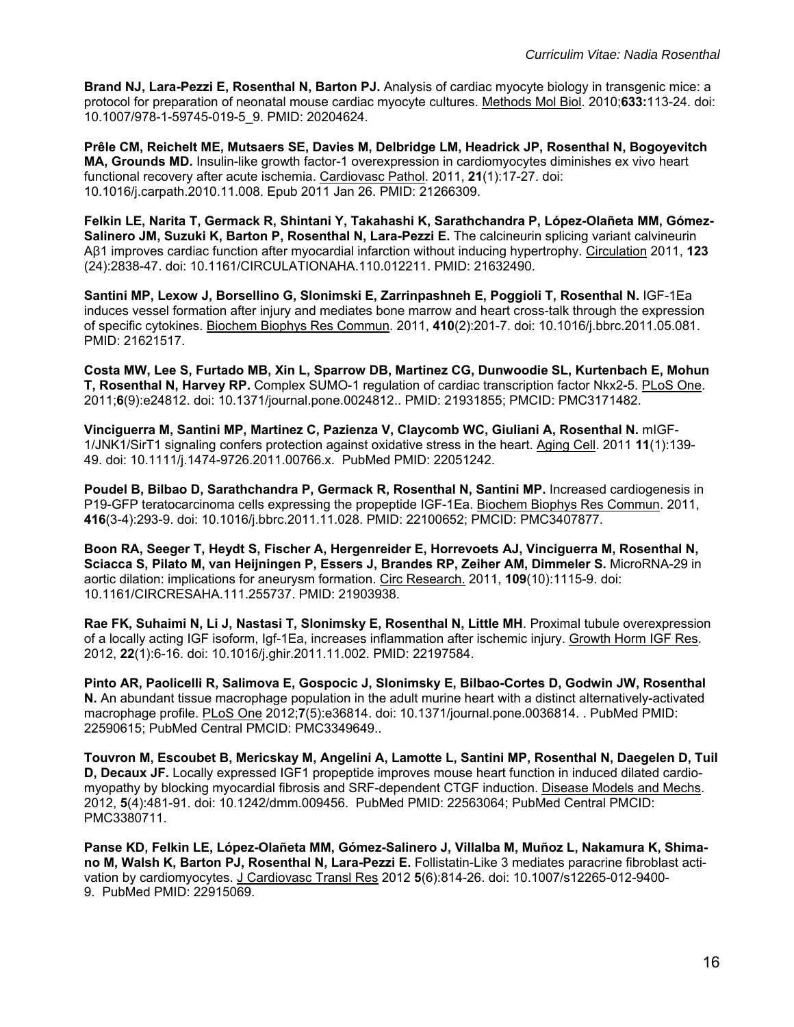**Brand NJ, Lara-Pezzi E, Rosenthal N, Barton PJ.** Analysis of cardiac myocyte biology in transgenic mice: a protocol for preparation of neonatal mouse cardiac myocyte cultures. Methods Mol Biol. 2010;**633:**113-24. doi: 10.1007/978-1-59745-019-5_9. PMID: 20204624.

**Prêle CM, Reichelt ME, Mutsaers SE, Davies M, Delbridge LM, Headrick JP, Rosenthal N, Bogoyevitch MA, Grounds MD.** Insulin-like growth factor-1 overexpression in cardiomyocytes diminishes ex vivo heart functional recovery after acute ischemia. Cardiovasc Pathol. 2011, **21**(1):17-27. doi: 10.1016/j.carpath.2010.11.008. Epub 2011 Jan 26. PMID: 21266309.

**Felkin LE, Narita T, Germack R, Shintani Y, Takahashi K, Sarathchandra P, López-Olañeta MM, Gómez-Salinero JM, Suzuki K, Barton P, Rosenthal N, Lara-Pezzi E.** The calcineurin splicing variant calvineurin Aβ1 improves cardiac function after myocardial infarction without inducing hypertrophy. Circulation 2011, **123** (24):2838-47. doi: 10.1161/CIRCULATIONAHA.110.012211. PMID: 21632490.

**Santini MP, Lexow J, Borsellino G, Slonimski E, Zarrinpashneh E, Poggioli T, Rosenthal N.** IGF-1Ea induces vessel formation after injury and mediates bone marrow and heart cross-talk through the expression of specific cytokines. Biochem Biophys Res Commun. 2011, **410**(2):201-7. doi: 10.1016/j.bbrc.2011.05.081. PMID: 21621517.

**Costa MW, Lee S, Furtado MB, Xin L, Sparrow DB, Martinez CG, Dunwoodie SL, Kurtenbach E, Mohun T, Rosenthal N, Harvey RP.** Complex SUMO-1 regulation of cardiac transcription factor Nkx2-5. PLoS One. 2011;**6**(9):e24812. doi: 10.1371/journal.pone.0024812.. PMID: 21931855; PMCID: PMC3171482.

**Vinciguerra M, Santini MP, Martinez C, Pazienza V, Claycomb WC, Giuliani A, Rosenthal N.** mIGF-1/JNK1/SirT1 signaling confers protection against oxidative stress in the heart. Aging Cell. 2011 **11**(1):139-49. doi: 10.1111/j.1474-9726.2011.00766.x. PubMed PMID: 22051242.

**Poudel B, Bilbao D, Sarathchandra P, Germack R, Rosenthal N, Santini MP.** Increased cardiogenesis in P19-GFP teratocarcinoma cells expressing the propeptide IGF-1Ea. Biochem Biophys Res Commun. 2011, **416**(3-4):293-9. doi: 10.1016/j.bbrc.2011.11.028. PMID: 22100652; PMCID: PMC3407877.

**Boon RA, Seeger T, Heydt S, Fischer A, Hergenreider E, Horrevoets AJ, Vinciguerra M, Rosenthal N, Sciacca S, Pilato M, van Heijningen P, Essers J, Brandes RP, Zeiher AM, Dimmeler S.** MicroRNA-29 in aortic dilation: implications for aneurysm formation. Circ Research. 2011, **109**(10):1115-9. doi: 10.1161/CIRCRESAHA.111.255737. PMID: 21903938.

**Rae FK, Suhaimi N, Li J, Nastasi T, Slonimsky E, Rosenthal N, Little MH**. Proximal tubule overexpression of a locally acting IGF isoform, Igf-1Ea, increases inflammation after ischemic injury. Growth Horm IGF Res. 2012, **22**(1):6-16. doi: 10.1016/j.ghir.2011.11.002. PMID: 22197584.

**Pinto AR, Paolicelli R, Salimova E, Gospocic J, Slonimsky E, Bilbao-Cortes D, Godwin JW, Rosenthal N.** An abundant tissue macrophage population in the adult murine heart with a distinct alternatively-activated macrophage profile. PLoS One 2012;**7**(5):e36814. doi: 10.1371/journal.pone.0036814. . PubMed PMID: 22590615; PubMed Central PMCID: PMC3349649..

**Touvron M, Escoubet B, Mericskay M, Angelini A, Lamotte L, Santini MP, Rosenthal N, Daegelen D, Tuil D, Decaux JF.** Locally expressed IGF1 propeptide improves mouse heart function in induced dilated cardiomyopathy by blocking myocardial fibrosis and SRF-dependent CTGF induction. Disease Models and Mechs. 2012, **5**(4):481-91. doi: 10.1242/dmm.009456. PubMed PMID: 22563064; PubMed Central PMCID: PMC3380711.

**Panse KD, Felkin LE, López-Olañeta MM, Gómez-Salinero J, Villalba M, Muñoz L, Nakamura K, Shimano M, Walsh K, Barton PJ, Rosenthal N, Lara-Pezzi E.** Follistatin-Like 3 mediates paracrine fibroblast activation by cardiomyocytes. J Cardiovasc Transl Res 2012 **5**(6):814-26. doi: 10.1007/s12265-012-9400-9. PubMed PMID: 22915069.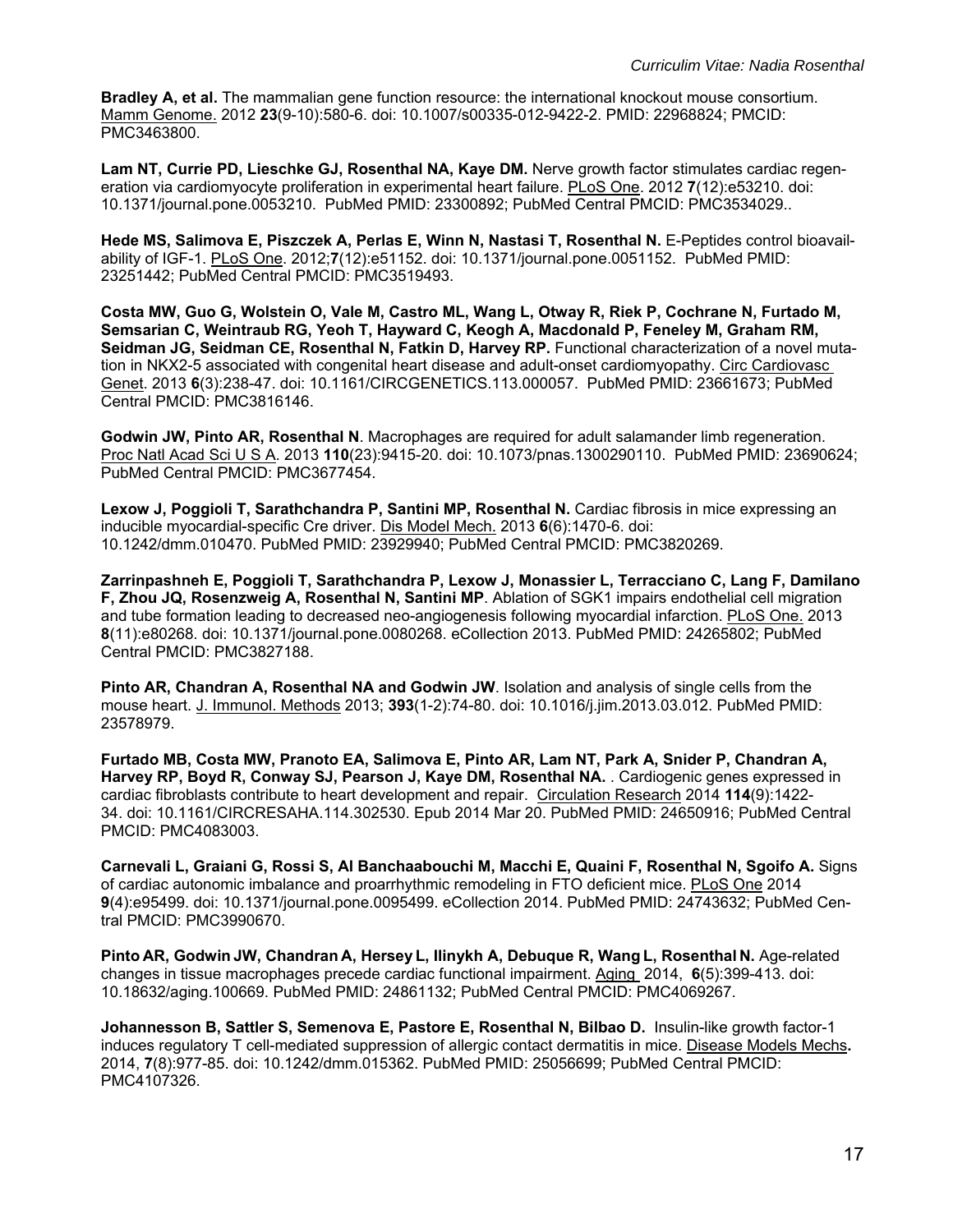**Bradley A, et al.** The mammalian gene function resource: the international knockout mouse consortium. Mamm Genome. 2012 **23**(9-10):580-6. doi: 10.1007/s00335-012-9422-2. PMID: 22968824; PMCID: PMC3463800.

**Lam NT, Currie PD, Lieschke GJ, Rosenthal NA, Kaye DM.** Nerve growth factor stimulates cardiac regeneration via cardiomyocyte proliferation in experimental heart failure. PLoS One. 2012 **7**(12):e53210. doi: 10.1371/journal.pone.0053210. PubMed PMID: 23300892; PubMed Central PMCID: PMC3534029..

**Hede MS, Salimova E, Piszczek A, Perlas E, Winn N, Nastasi T, Rosenthal N.** E-Peptides control bioavailability of IGF-1. PLoS One. 2012;**7**(12):e51152. doi: 10.1371/journal.pone.0051152. PubMed PMID: 23251442; PubMed Central PMCID: PMC3519493.

**Costa MW, Guo G, Wolstein O, Vale M, Castro ML, Wang L, Otway R, Riek P, Cochrane N, Furtado M, Semsarian C, Weintraub RG, Yeoh T, Hayward C, Keogh A, Macdonald P, Feneley M, Graham RM, Seidman JG, Seidman CE, Rosenthal N, Fatkin D, Harvey RP.** Functional characterization of a novel mutation in NKX2-5 associated with congenital heart disease and adult-onset cardiomyopathy. Circ Cardiovasc Genet. 2013 **6**(3):238-47. doi: 10.1161/CIRCGENETICS.113.000057. PubMed PMID: 23661673; PubMed Central PMCID: PMC3816146.

**Godwin JW, Pinto AR, Rosenthal N**. Macrophages are required for adult salamander limb regeneration. Proc Natl Acad Sci U S A. 2013 **110**(23):9415-20. doi: 10.1073/pnas.1300290110. PubMed PMID: 23690624; PubMed Central PMCID: PMC3677454.

**Lexow J, Poggioli T, Sarathchandra P, Santini MP, Rosenthal N.** Cardiac fibrosis in mice expressing an inducible myocardial-specific Cre driver. Dis Model Mech. 2013 **6**(6):1470-6. doi: 10.1242/dmm.010470. PubMed PMID: 23929940; PubMed Central PMCID: PMC3820269.

**Zarrinpashneh E, Poggioli T, Sarathchandra P, Lexow J, Monassier L, Terracciano C, Lang F, Damilano F, Zhou JQ, Rosenzweig A, Rosenthal N, Santini MP**. Ablation of SGK1 impairs endothelial cell migration and tube formation leading to decreased neo-angiogenesis following myocardial infarction. PLoS One. 2013 **8**(11):e80268. doi: 10.1371/journal.pone.0080268. eCollection 2013. PubMed PMID: 24265802; PubMed Central PMCID: PMC3827188.

**Pinto AR, Chandran A, Rosenthal NA and Godwin JW**. Isolation and analysis of single cells from the mouse heart. J. Immunol. Methods 2013; **393**(1-2):74-80. doi: 10.1016/j.jim.2013.03.012. PubMed PMID: 23578979.

**Furtado MB, Costa MW, Pranoto EA, Salimova E, Pinto AR, Lam NT, Park A, Snider P, Chandran A, Harvey RP, Boyd R, Conway SJ, Pearson J, Kaye DM, Rosenthal NA.** . Cardiogenic genes expressed in cardiac fibroblasts contribute to heart development and repair. Circulation Research 2014 **114**(9):1422-34. doi: 10.1161/CIRCRESAHA.114.302530. Epub 2014 Mar 20. PubMed PMID: 24650916; PubMed Central PMCID: PMC4083003.

**Carnevali L, Graiani G, Rossi S, Al Banchaabouchi M, Macchi E, Quaini F, Rosenthal N, Sgoifo A.** Signs of cardiac autonomic imbalance and proarrhythmic remodeling in FTO deficient mice. PLoS One 2014 **9**(4):e95499. doi: 10.1371/journal.pone.0095499. eCollection 2014. PubMed PMID: 24743632; PubMed Central PMCID: PMC3990670.

**Pinto AR, Godwin JW, Chandran A, Hersey L, Ilinykh A, Debuque R, Wang L, Rosenthal N.** Age-related changes in tissue macrophages precede cardiac functional impairment. Aging 2014, **6**(5):399-413. doi: 10.18632/aging.100669. PubMed PMID: 24861132; PubMed Central PMCID: PMC4069267.

**Johannesson B, Sattler S, Semenova E, Pastore E, Rosenthal N, Bilbao D.** Insulin-like growth factor-1 induces regulatory T cell-mediated suppression of allergic contact dermatitis in mice. Disease Models Mechs**.** 2014, **7**(8):977-85. doi: 10.1242/dmm.015362. PubMed PMID: 25056699; PubMed Central PMCID: PMC4107326.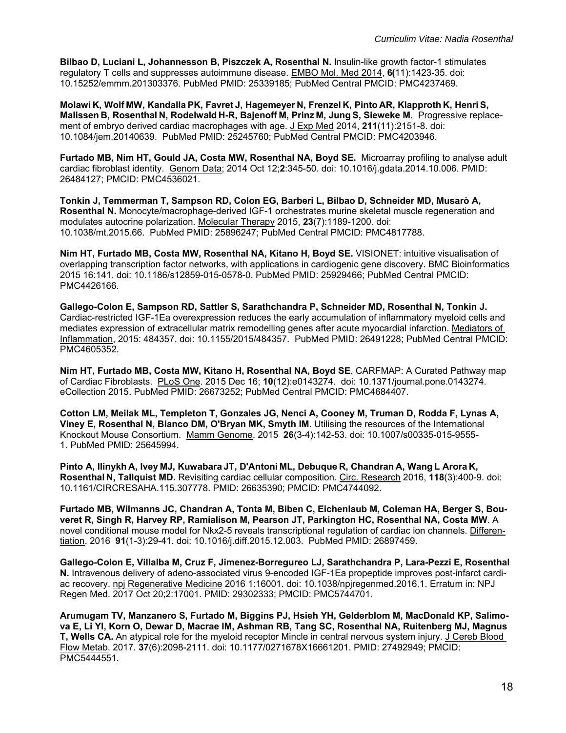**Bilbao D, Luciani L, Johannesson B, Piszczek A, Rosenthal N.** Insulin-like growth factor-1 stimulates regulatory T cells and suppresses autoimmune disease. EMBO Mol. Med 2014, **6(**11):1423-35. doi: 10.15252/emmm.201303376. PubMed PMID: 25339185; PubMed Central PMCID: PMC4237469.

**Molawi K, Wolf MW, Kandalla PK, Favret J, Hagemeyer N, Frenzel K, Pinto AR, Klapproth K, Henri S, Malissen B, Rosenthal N, Rodelwald H-R, Bajenoff M, Prinz M, Jung S, Sieweke M**. Progressive replacement of embryo derived cardiac macrophages with age. J Exp Med 2014, **211**(11):2151-8. doi: 10.1084/jem.20140639. PubMed PMID: 25245760; PubMed Central PMCID: PMC4203946.

**Furtado MB, Nim HT, Gould JA, Costa MW, Rosenthal NA, Boyd SE.** Microarray profiling to analyse adult cardiac fibroblast identity. Genom Data; 2014 Oct 12;**2**:345-50. doi: 10.1016/j.gdata.2014.10.006. PMID: 26484127; PMCID: PMC4536021.

**Tonkin J, Temmerman T, Sampson RD, Colon EG, Barberi L, Bilbao D, Schneider MD, Musarò A, Rosenthal N.** Monocyte/macrophage-derived IGF-1 orchestrates murine skeletal muscle regeneration and modulates autocrine polarization. Molecular Therapy 2015, **23**(7):1189-1200. doi: 10.1038/mt.2015.66. PubMed PMID: 25896247; PubMed Central PMCID: PMC4817788.

**Nim HT, Furtado MB, Costa MW, Rosenthal NA, Kitano H, Boyd SE.** VISIONET: intuitive visualisation of overlapping transcription factor networks, with applications in cardiogenic gene discovery. BMC Bioinformatics 2015 16:141. doi: 10.1186/s12859-015-0578-0. PubMed PMID: 25929466; PubMed Central PMCID: PMC4426166.

**Gallego-Colon E, Sampson RD, Sattler S, Sarathchandra P, Schneider MD, Rosenthal N, Tonkin J.** Cardiac-restricted IGF-1Ea overexpression reduces the early accumulation of inflammatory myeloid cells and mediates expression of extracellular matrix remodelling genes after acute myocardial infarction. Mediators of Inflammation, 2015: 484357. doi: 10.1155/2015/484357. PubMed PMID: 26491228; PubMed Central PMCID: PMC4605352.

**Nim HT, Furtado MB, Costa MW, Kitano H, Rosenthal NA, Boyd SE**. CARFMAP: A Curated Pathway map of Cardiac Fibroblasts. PLoS One. 2015 Dec 16; **10**(12):e0143274. doi: 10.1371/journal.pone.0143274. eCollection 2015. PubMed PMID: 26673252; PubMed Central PMCID: PMC4684407.

**Cotton LM, Meilak ML, Templeton T, Gonzales JG, Nenci A, Cooney M, Truman D, Rodda F, Lynas A, Viney E, Rosenthal N, Bianco DM, O'Bryan MK, Smyth IM**. Utilising the resources of the International Knockout Mouse Consortium. Mamm Genome. 2015 **26**(3-4):142-53. doi: 10.1007/s00335-015-9555-1. PubMed PMID: 25645994.

**Pinto A, Ilinykh A, Ivey MJ, Kuwabara JT, D'Antoni ML, Debuque R, Chandran A, Wang L Arora K, Rosenthal N, Tallquist MD.** Revisiting cardiac cellular composition. Circ. Research 2016, **118**(3):400-9. doi: 10.1161/CIRCRESAHA.115.307778. PMID: 26635390; PMCID: PMC4744092.

**Furtado MB, Wilmanns JC, Chandran A, Tonta M, Biben C, Eichenlaub M, Coleman HA, Berger S, Bouveret R, Singh R, Harvey RP, Ramialison M, Pearson JT, Parkington HC, Rosenthal NA, Costa MW**. A novel conditional mouse model for Nkx2-5 reveals transcriptional regulation of cardiac ion channels. Differentiation. 2016 **91**(1-3):29-41. doi: 10.1016/j.diff.2015.12.003. PubMed PMID: 26897459.

**Gallego-Colon E, Villalba M, Cruz F, Jimenez-Borregureo LJ, Sarathchandra P, Lara-Pezzi E, Rosenthal N.** Intravenous delivery of adeno-associated virus 9-encoded IGF-1Ea propeptide improves post-infarct cardiac recovery. npj Regenerative Medicine 2016 1:16001. doi: 10.1038/npjregenmed.2016.1. Erratum in: NPJ Regen Med. 2017 Oct 20;2:17001. PMID: 29302333; PMCID: PMC5744701.

**Arumugam TV, Manzanero S, Furtado M, Biggins PJ, Hsieh YH, Gelderblom M, MacDonald KP, Salimova E, Li YI, Korn O, Dewar D, Macrae IM, Ashman RB, Tang SC, Rosenthal NA, Ruitenberg MJ, Magnus T, Wells CA.** An atypical role for the myeloid receptor Mincle in central nervous system injury. J Cereb Blood Flow Metab. 2017. **37**(6):2098-2111. doi: 10.1177/0271678X16661201. PMID: 27492949; PMCID: PMC5444551.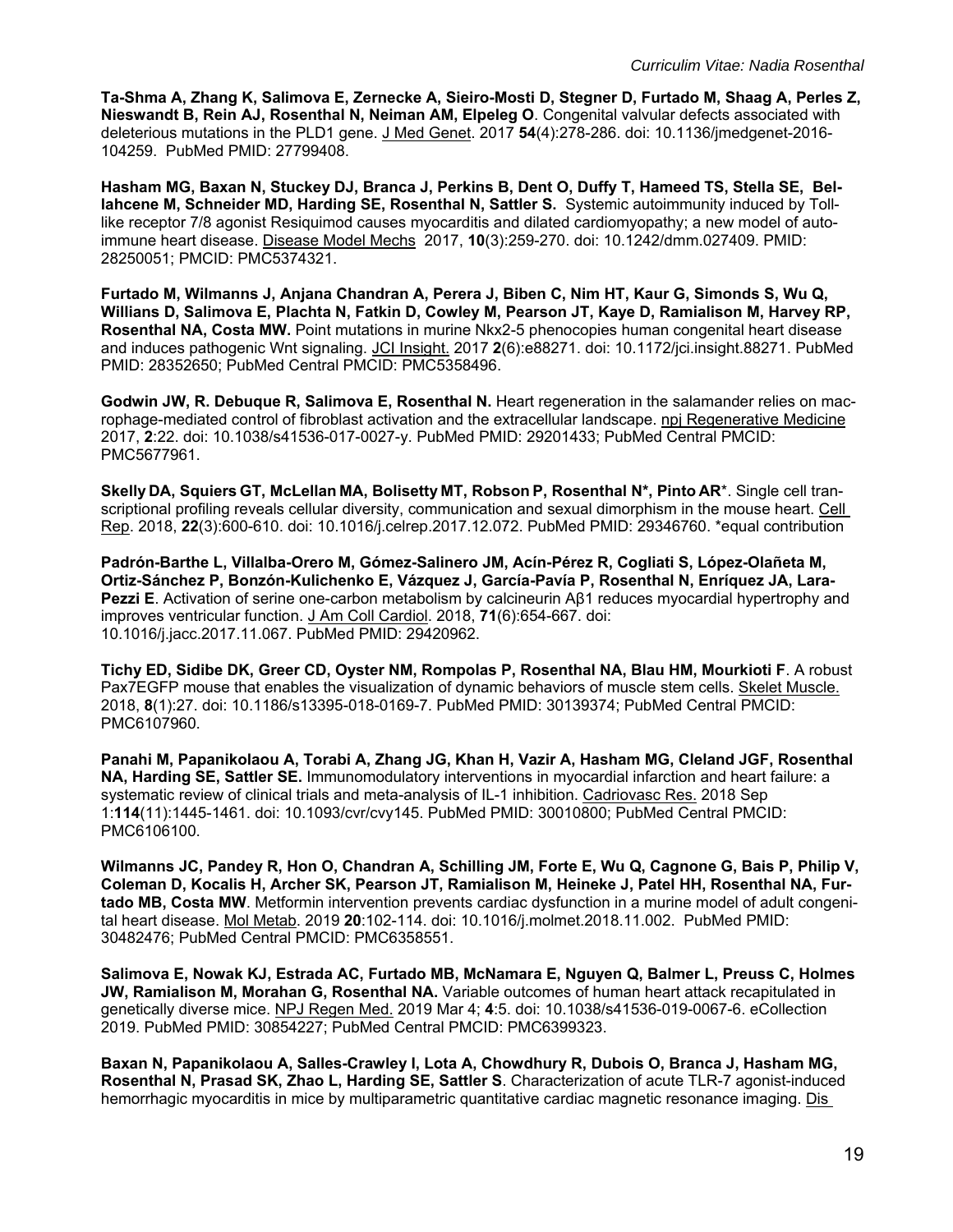**Ta-Shma A, Zhang K, Salimova E, Zernecke A, Sieiro-Mosti D, Stegner D, Furtado M, Shaag A, Perles Z, Nieswandt B, Rein AJ, Rosenthal N, Neiman AM, Elpeleg O**. Congenital valvular defects associated with deleterious mutations in the PLD1 gene. J Med Genet. 2017 **54**(4):278-286. doi: 10.1136/jmedgenet-2016-104259. PubMed PMID: 27799408.

**Hasham MG, Baxan N, Stuckey DJ, Branca J, Perkins B, Dent O, Duffy T, Hameed TS, Stella SE, Bellahcene M, Schneider MD, Harding SE, Rosenthal N, Sattler S.** Systemic autoimmunity induced by Toll-like receptor 7/8 agonist Resiquimod causes myocarditis and dilated cardiomyopathy; a new model of auto-immune heart disease. Disease Model Mechs 2017, **10**(3):259-270. doi: 10.1242/dmm.027409. PMID: 28250051; PMCID: PMC5374321.

**Furtado M, Wilmanns J, Anjana Chandran A, Perera J, Biben C, Nim HT, Kaur G, Simonds S, Wu Q, Willians D, Salimova E, Plachta N, Fatkin D, Cowley M, Pearson JT, Kaye D, Ramialison M, Harvey RP, Rosenthal NA, Costa MW.** Point mutations in murine Nkx2-5 phenocopies human congenital heart disease and induces pathogenic Wnt signaling. JCI Insight. 2017 **2**(6):e88271. doi: 10.1172/jci.insight.88271. PubMed PMID: 28352650; PubMed Central PMCID: PMC5358496.

**Godwin JW, R. Debuque R, Salimova E, Rosenthal N.** Heart regeneration in the salamander relies on macrophage-mediated control of fibroblast activation and the extracellular landscape. npj Regenerative Medicine 2017, **2**:22. doi: 10.1038/s41536-017-0027-y. PubMed PMID: 29201433; PubMed Central PMCID: PMC5677961.

**Skelly DA, Squiers GT, McLellan MA, Bolisetty MT, Robson P, Rosenthal N*, Pinto AR***. Single cell transcriptional profiling reveals cellular diversity, communication and sexual dimorphism in the mouse heart. Cell Rep. 2018, **22**(3):600-610. doi: 10.1016/j.celrep.2017.12.072. PubMed PMID: 29346760. *equal contribution

**Padrón-Barthe L, Villalba-Orero M, Gómez-Salinero JM, Acín-Pérez R, Cogliati S, López-Olañeta M, Ortiz-Sánchez P, Bonzón-Kulichenko E, Vázquez J, García-Pavía P, Rosenthal N, Enríquez JA, Lara-Pezzi E**. Activation of serine one-carbon metabolism by calcineurin Aβ1 reduces myocardial hypertrophy and improves ventricular function. J Am Coll Cardiol. 2018, **71**(6):654-667. doi: 10.1016/j.jacc.2017.11.067. PubMed PMID: 29420962.

**Tichy ED, Sidibe DK, Greer CD, Oyster NM, Rompolas P, Rosenthal NA, Blau HM, Mourkioti F**. A robust Pax7EGFP mouse that enables the visualization of dynamic behaviors of muscle stem cells. Skelet Muscle. 2018, **8**(1):27. doi: 10.1186/s13395-018-0169-7. PubMed PMID: 30139374; PubMed Central PMCID: PMC6107960.

**Panahi M, Papanikolaou A, Torabi A, Zhang JG, Khan H, Vazir A, Hasham MG, Cleland JGF, Rosenthal NA, Harding SE, Sattler SE.** Immunomodulatory interventions in myocardial infarction and heart failure: a systematic review of clinical trials and meta-analysis of IL-1 inhibition. Cadriovasc Res. 2018 Sep 1:**114**(11):1445-1461. doi: 10.1093/cvr/cvy145. PubMed PMID: 30010800; PubMed Central PMCID: PMC6106100.

**Wilmanns JC, Pandey R, Hon O, Chandran A, Schilling JM, Forte E, Wu Q, Cagnone G, Bais P, Philip V, Coleman D, Kocalis H, Archer SK, Pearson JT, Ramialison M, Heineke J, Patel HH, Rosenthal NA, Furtado MB, Costa MW**. Metformin intervention prevents cardiac dysfunction in a murine model of adult congenital heart disease. Mol Metab. 2019 **20**:102-114. doi: 10.1016/j.molmet.2018.11.002. PubMed PMID: 30482476; PubMed Central PMCID: PMC6358551.

**Salimova E, Nowak KJ, Estrada AC, Furtado MB, McNamara E, Nguyen Q, Balmer L, Preuss C, Holmes JW, Ramialison M, Morahan G, Rosenthal NA.** Variable outcomes of human heart attack recapitulated in genetically diverse mice. NPJ Regen Med. 2019 Mar 4; **4**:5. doi: 10.1038/s41536-019-0067-6. eCollection 2019. PubMed PMID: 30854227; PubMed Central PMCID: PMC6399323.

**Baxan N, Papanikolaou A, Salles-Crawley I, Lota A, Chowdhury R, Dubois O, Branca J, Hasham MG, Rosenthal N, Prasad SK, Zhao L, Harding SE, Sattler S**. Characterization of acute TLR-7 agonist-induced hemorrhagic myocarditis in mice by multiparametric quantitative cardiac magnetic resonance imaging. Dis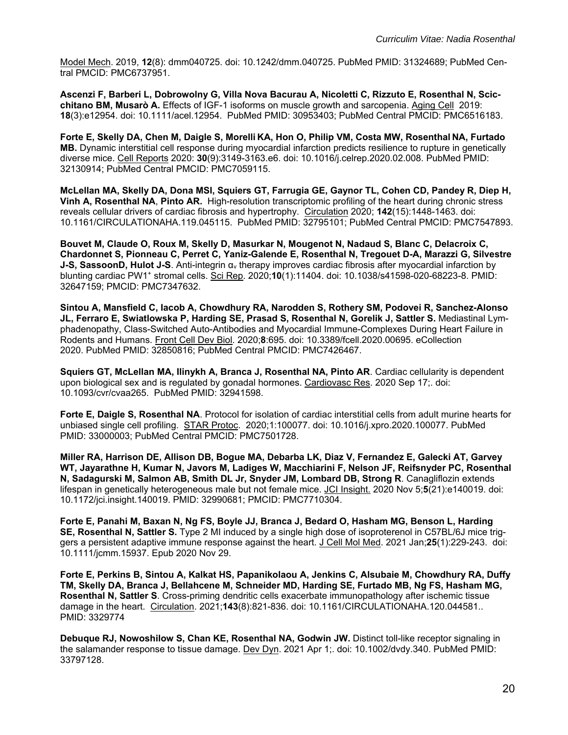Model Mech. 2019, **12**(8): dmm040725. doi: 10.1242/dmm.040725. PubMed PMID: 31324689; PubMed Central PMCID: PMC6737951.

**Ascenzi F, Barberi L, Dobrowolny G, Villa Nova Bacurau A, Nicoletti C, Rizzuto E, Rosenthal N, Scicchitano BM, Musarò A.** Effects of IGF-1 isoforms on muscle growth and sarcopenia. Aging Cell 2019: **18**(3):e12954. doi: 10.1111/acel.12954. PubMed PMID: 30953403; PubMed Central PMCID: PMC6516183.

**Forte E, Skelly DA, Chen M, Daigle S, Morelli KA, Hon O, Philip VM, Costa MW, Rosenthal NA, Furtado MB.** Dynamic interstitial cell response during myocardial infarction predicts resilience to rupture in genetically diverse mice. Cell Reports 2020: **30**(9):3149-3163.e6. doi: 10.1016/j.celrep.2020.02.008. PubMed PMID: 32130914; PubMed Central PMCID: PMC7059115.

**McLellan MA, Skelly DA, Dona MSI, Squiers GT, Farrugia GE, Gaynor TL, Cohen CD, Pandey R, Diep H, Vinh A, Rosenthal NA, Pinto AR.** High-resolution transcriptomic profiling of the heart during chronic stress reveals cellular drivers of cardiac fibrosis and hypertrophy. Circulation 2020; **142**(15):1448-1463. doi: 10.1161/CIRCULATIONAHA.119.045115. PubMed PMID: 32795101; PubMed Central PMCID: PMC7547893.

**Bouvet M, Claude O, Roux M, Skelly D, Masurkar N, Mougenot N, Nadaud S, Blanc C, Delacroix C, Chardonnet S, Pionneau C, Perret C, Yaniz-Galende E, Rosenthal N, Tregouet D-A, Marazzi G, Silvestre J-S, SassoonD, Hulot J-S**. Anti-integrin $\alpha_v$ therapy improves cardiac fibrosis after myocardial infarction by blunting cardiac PW1$^+$ stromal cells. Sci Rep. 2020;**10**(1):11404. doi: 10.1038/s41598-020-68223-8. PMID: 32647159; PMCID: PMC7347632.

**Sintou A, Mansfield C, Iacob A, Chowdhury RA, Narodden S, Rothery SM, Podovei R, Sanchez-Alonso JL, Ferraro E, Swiatlowska P, Harding SE, Prasad S, Rosenthal N, Gorelik J, Sattler S.** Mediastinal Lymphadenopathy, Class-Switched Auto-Antibodies and Myocardial Immune-Complexes During Heart Failure in Rodents and Humans. Front Cell Dev Biol. 2020;**8**:695. doi: 10.3389/fcell.2020.00695. eCollection 2020. PubMed PMID: 32850816; PubMed Central PMCID: PMC7426467.

**Squiers GT, McLellan MA, Ilinykh A, Branca J, Rosenthal NA, Pinto AR**. Cardiac cellularity is dependent upon biological sex and is regulated by gonadal hormones. Cardiovasc Res. 2020 Sep 17;. doi: 10.1093/cvr/cvaa265. PubMed PMID: 32941598.

**Forte E, Daigle S, Rosenthal NA**. Protocol for isolation of cardiac interstitial cells from adult murine hearts for unbiased single cell profiling. STAR Protoc. 2020;1:100077. doi: 10.1016/j.xpro.2020.100077. PubMed PMID: 33000003; PubMed Central PMCID: PMC7501728.

**Miller RA, Harrison DE, Allison DB, Bogue MA, Debarba LK, Diaz V, Fernandez E, Galecki AT, Garvey WT, Jayarathne H, Kumar N, Javors M, Ladiges W, Macchiarini F, Nelson JF, Reifsnyder PC, Rosenthal N, Sadagurski M, Salmon AB, Smith DL Jr, Snyder JM, Lombard DB, Strong R**. Canagliflozin extends lifespan in genetically heterogeneous male but not female mice. JCI Insight. 2020 Nov 5;**5**(21):e140019. doi: 10.1172/jci.insight.140019. PMID: 32990681; PMCID: PMC7710304.

**Forte E, Panahi M, Baxan N, Ng FS, Boyle JJ, Branca J, Bedard O, Hasham MG, Benson L, Harding SE, Rosenthal N, Sattler S.** Type 2 MI induced by a single high dose of isoproterenol in C57BL/6J mice triggers a persistent adaptive immune response against the heart. J Cell Mol Med. 2021 Jan;**25**(1):229-243. doi: 10.1111/jcmm.15937. Epub 2020 Nov 29.

**Forte E, Perkins B, Sintou A, Kalkat HS, Papanikolaou A, Jenkins C, Alsubaie M, Chowdhury RA, Duffy TM, Skelly DA, Branca J, Bellahcene M, Schneider MD, Harding SE, Furtado MB, Ng FS, Hasham MG, Rosenthal N, Sattler S**. Cross-priming dendritic cells exacerbate immunopathology after ischemic tissue damage in the heart. Circulation. 2021;**143**(8):821-836. doi: 10.1161/CIRCULATIONAHA.120.044581.. PMID: 3329774

**Debuque RJ, Nowoshilow S, Chan KE, Rosenthal NA, Godwin JW.** Distinct toll-like receptor signaling in the salamander response to tissue damage. Dev Dyn. 2021 Apr 1;. doi: 10.1002/dvdy.340. PubMed PMID: 33797128.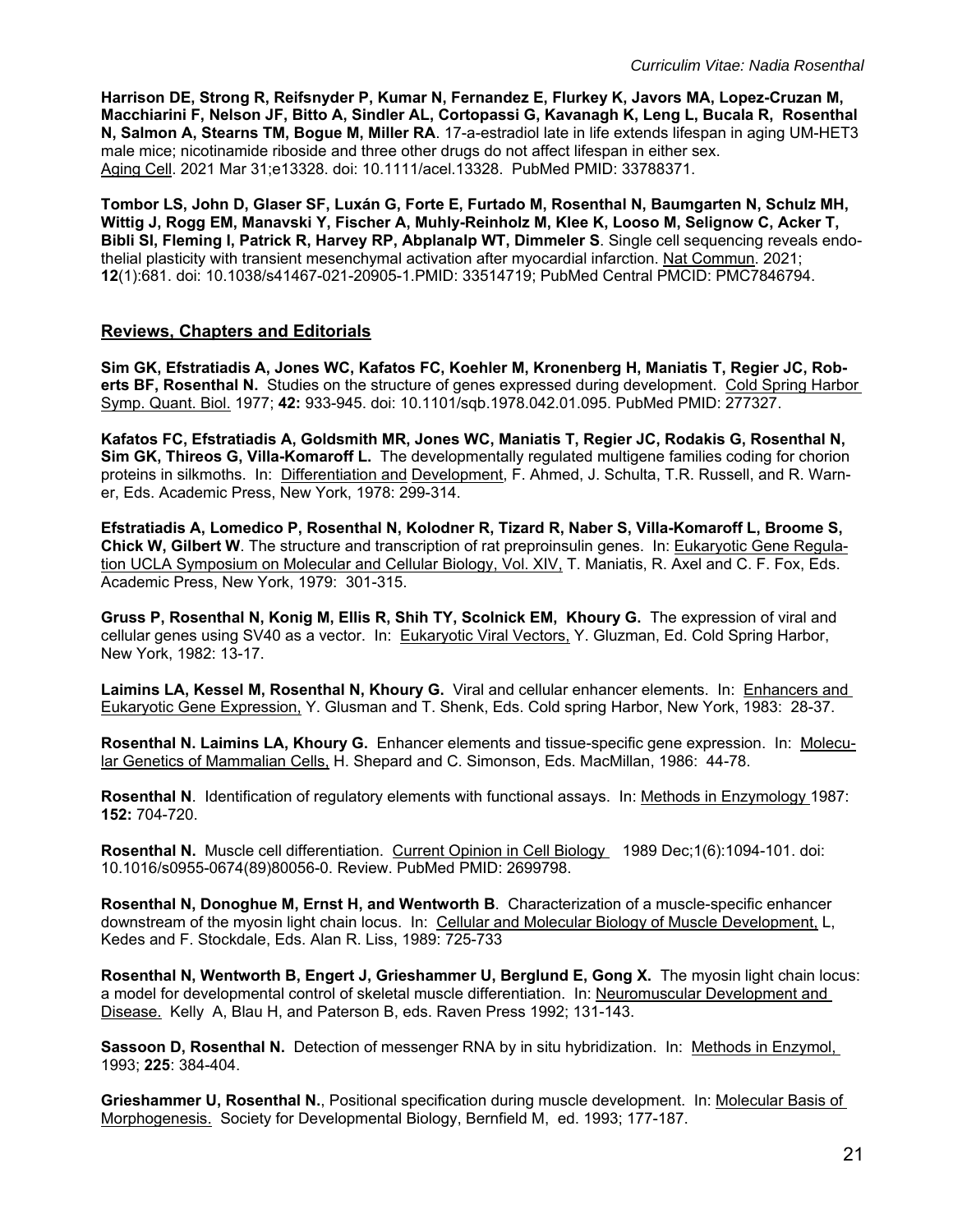**Harrison DE, Strong R, Reifsnyder P, Kumar N, Fernandez E, Flurkey K, Javors MA, Lopez-Cruzan M, Macchiarini F, Nelson JF, Bitto A, Sindler AL, Cortopassi G, Kavanagh K, Leng L, Bucala R, Rosenthal N, Salmon A, Stearns TM, Bogue M, Miller RA**. 17-a-estradiol late in life extends lifespan in aging UM-HET3 male mice; nicotinamide riboside and three other drugs do not affect lifespan in either sex. Aging Cell. 2021 Mar 31;e13328. doi: 10.1111/acel.13328. PubMed PMID: 33788371.

**Tombor LS, John D, Glaser SF, Luxán G, Forte E, Furtado M, Rosenthal N, Baumgarten N, Schulz MH, Wittig J, Rogg EM, Manavski Y, Fischer A, Muhly-Reinholz M, Klee K, Looso M, Selignow C, Acker T, Bibli SI, Fleming I, Patrick R, Harvey RP, Abplanalp WT, Dimmeler S**. Single cell sequencing reveals endothelial plasticity with transient mesenchymal activation after myocardial infarction. Nat Commun. 2021; **12**(1):681. doi: 10.1038/s41467-021-20905-1.PMID: 33514719; PubMed Central PMCID: PMC7846794.

## Reviews, Chapters and Editorials

**Sim GK, Efstratiadis A, Jones WC, Kafatos FC, Koehler M, Kronenberg H, Maniatis T, Regier JC, Roberts BF, Rosenthal N.** Studies on the structure of genes expressed during development. Cold Spring Harbor Symp. Quant. Biol. 1977; **42:** 933-945. doi: 10.1101/sqb.1978.042.01.095. PubMed PMID: 277327.

**Kafatos FC, Efstratiadis A, Goldsmith MR, Jones WC, Maniatis T, Regier JC, Rodakis G, Rosenthal N, Sim GK, Thireos G, Villa-Komaroff L.** The developmentally regulated multigene families coding for chorion proteins in silkmoths. In: Differentiation and Development, F. Ahmed, J. Schulta, T.R. Russell, and R. Warner, Eds. Academic Press, New York, 1978: 299-314.

**Efstratiadis A, Lomedico P, Rosenthal N, Kolodner R, Tizard R, Naber S, Villa-Komaroff L, Broome S, Chick W, Gilbert W**. The structure and transcription of rat preproinsulin genes. In: Eukaryotic Gene Regulation UCLA Symposium on Molecular and Cellular Biology, Vol. XIV, T. Maniatis, R. Axel and C. F. Fox, Eds. Academic Press, New York, 1979: 301-315.

**Gruss P, Rosenthal N, Konig M, Ellis R, Shih TY, Scolnick EM, Khoury G.** The expression of viral and cellular genes using SV40 as a vector. In: Eukaryotic Viral Vectors, Y. Gluzman, Ed. Cold Spring Harbor, New York, 1982: 13-17.

**Laimins LA, Kessel M, Rosenthal N, Khoury G.** Viral and cellular enhancer elements. In: Enhancers and Eukaryotic Gene Expression, Y. Glusman and T. Shenk, Eds. Cold spring Harbor, New York, 1983: 28-37.

**Rosenthal N. Laimins LA, Khoury G.** Enhancer elements and tissue-specific gene expression. In: Molecular Genetics of Mammalian Cells, H. Shepard and C. Simonson, Eds. MacMillan, 1986: 44-78.

**Rosenthal N**. Identification of regulatory elements with functional assays. In: Methods in Enzymology 1987: **152:** 704-720.

**Rosenthal N.** Muscle cell differentiation. Current Opinion in Cell Biology 1989 Dec;1(6):1094-101. doi: 10.1016/s0955-0674(89)80056-0. Review. PubMed PMID: 2699798.

**Rosenthal N, Donoghue M, Ernst H, and Wentworth B**. Characterization of a muscle-specific enhancer downstream of the myosin light chain locus. In: Cellular and Molecular Biology of Muscle Development, L, Kedes and F. Stockdale, Eds. Alan R. Liss, 1989: 725-733

**Rosenthal N, Wentworth B, Engert J, Grieshammer U, Berglund E, Gong X.** The myosin light chain locus: a model for developmental control of skeletal muscle differentiation. In: Neuromuscular Development and Disease. Kelly A, Blau H, and Paterson B, eds. Raven Press 1992; 131-143.

**Sassoon D, Rosenthal N.** Detection of messenger RNA by in situ hybridization. In: Methods in Enzymol, 1993; **225**: 384-404.

**Grieshammer U, Rosenthal N.**, Positional specification during muscle development. In: Molecular Basis of Morphogenesis. Society for Developmental Biology, Bernfield M, ed. 1993; 177-187.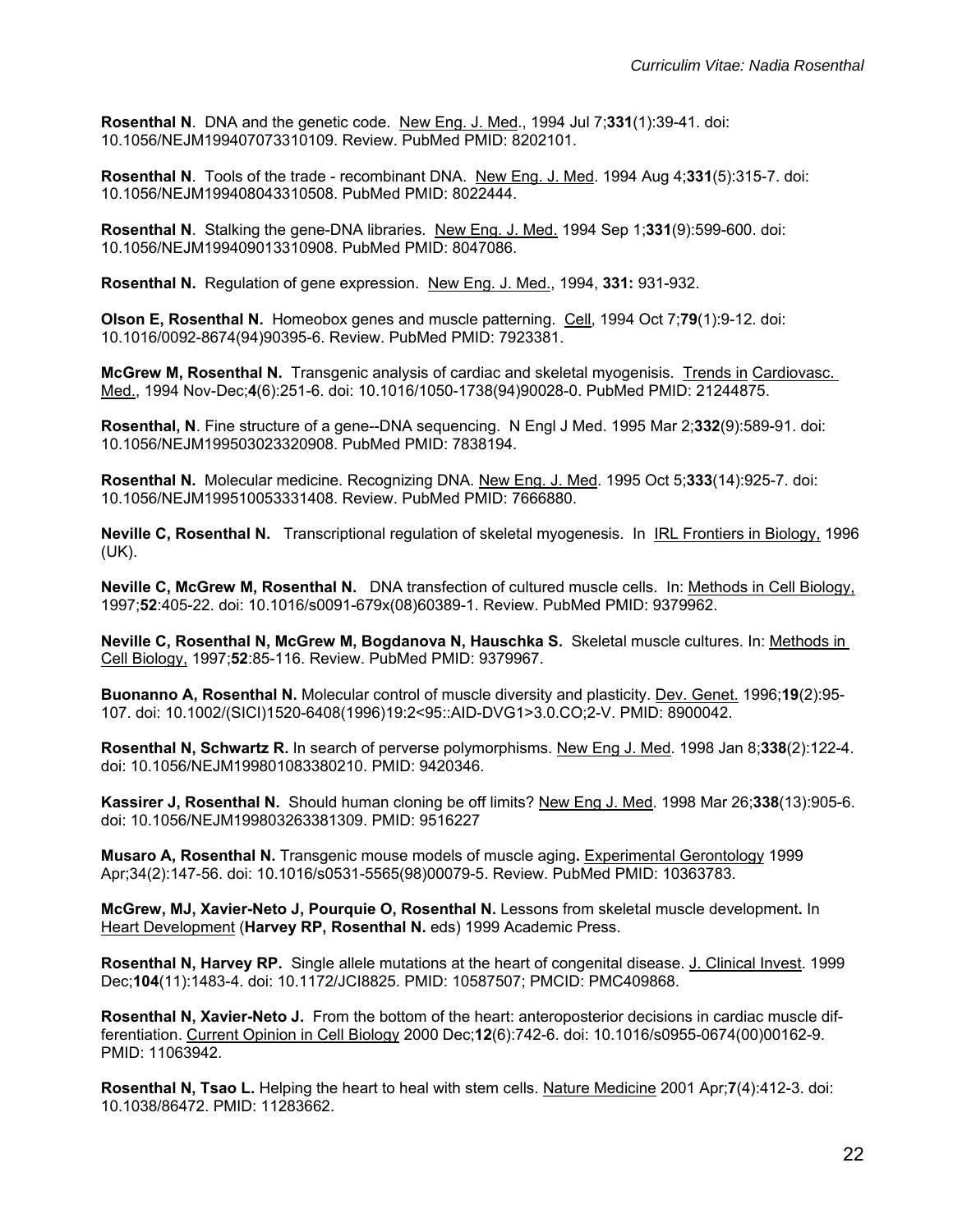**Rosenthal N**. DNA and the genetic code. New Eng. J. Med., 1994 Jul 7;**331**(1):39-41. doi: 10.1056/NEJM199407073310109. Review. PubMed PMID: 8202101.

**Rosenthal N**. Tools of the trade - recombinant DNA. New Eng. J. Med. 1994 Aug 4;**331**(5):315-7. doi: 10.1056/NEJM199408043310508. PubMed PMID: 8022444.

**Rosenthal N**. Stalking the gene-DNA libraries. New Eng. J. Med. 1994 Sep 1;**331**(9):599-600. doi: 10.1056/NEJM199409013310908. PubMed PMID: 8047086.

**Rosenthal N.** Regulation of gene expression. New Eng. J. Med., 1994, **331:** 931-932.

**Olson E, Rosenthal N.** Homeobox genes and muscle patterning. Cell, 1994 Oct 7;**79**(1):9-12. doi: 10.1016/0092-8674(94)90395-6. Review. PubMed PMID: 7923381.

**McGrew M, Rosenthal N.** Transgenic analysis of cardiac and skeletal myogenisis. Trends in Cardiovasc. Med., 1994 Nov-Dec;**4**(6):251-6. doi: 10.1016/1050-1738(94)90028-0. PubMed PMID: 21244875.

**Rosenthal, N**. Fine structure of a gene--DNA sequencing. N Engl J Med. 1995 Mar 2;**332**(9):589-91. doi: 10.1056/NEJM199503023320908. PubMed PMID: 7838194.

**Rosenthal N.** Molecular medicine. Recognizing DNA. New Eng. J. Med. 1995 Oct 5;**333**(14):925-7. doi: 10.1056/NEJM199510053331408. Review. PubMed PMID: 7666880.

**Neville C, Rosenthal N.** Transcriptional regulation of skeletal myogenesis. In IRL Frontiers in Biology, 1996 (UK).

**Neville C, McGrew M, Rosenthal N.** DNA transfection of cultured muscle cells. In: Methods in Cell Biology, 1997;**52**:405-22. doi: 10.1016/s0091-679x(08)60389-1. Review. PubMed PMID: 9379962.

**Neville C, Rosenthal N, McGrew M, Bogdanova N, Hauschka S.** Skeletal muscle cultures. In: Methods in Cell Biology, 1997;**52**:85-116. Review. PubMed PMID: 9379967.

**Buonanno A, Rosenthal N.** Molecular control of muscle diversity and plasticity. Dev. Genet. 1996;**19**(2):95-107. doi: 10.1002/(SICI)1520-6408(1996)19:2<95::AID-DVG1>3.0.CO;2-V. PMID: 8900042.

**Rosenthal N, Schwartz R.** In search of perverse polymorphisms. New Eng J. Med. 1998 Jan 8;**338**(2):122-4. doi: 10.1056/NEJM199801083380210. PMID: 9420346.

**Kassirer J, Rosenthal N.** Should human cloning be off limits? New Eng J. Med. 1998 Mar 26;**338**(13):905-6. doi: 10.1056/NEJM199803263381309. PMID: 9516227

**Musaro A, Rosenthal N.** Transgenic mouse models of muscle aging**.** Experimental Gerontology 1999 Apr;34(2):147-56. doi: 10.1016/s0531-5565(98)00079-5. Review. PubMed PMID: 10363783.

**McGrew, MJ, Xavier-Neto J, Pourquie O, Rosenthal N.** Lessons from skeletal muscle development**.** In Heart Development (**Harvey RP, Rosenthal N.** eds) 1999 Academic Press.

**Rosenthal N, Harvey RP.** Single allele mutations at the heart of congenital disease. J. Clinical Invest. 1999 Dec;**104**(11):1483-4. doi: 10.1172/JCI8825. PMID: 10587507; PMCID: PMC409868.

**Rosenthal N, Xavier-Neto J.** From the bottom of the heart: anteroposterior decisions in cardiac muscle differentiation. Current Opinion in Cell Biology 2000 Dec;**12**(6):742-6. doi: 10.1016/s0955-0674(00)00162-9. PMID: 11063942.

**Rosenthal N, Tsao L.** Helping the heart to heal with stem cells. Nature Medicine 2001 Apr;**7**(4):412-3. doi: 10.1038/86472. PMID: 11283662.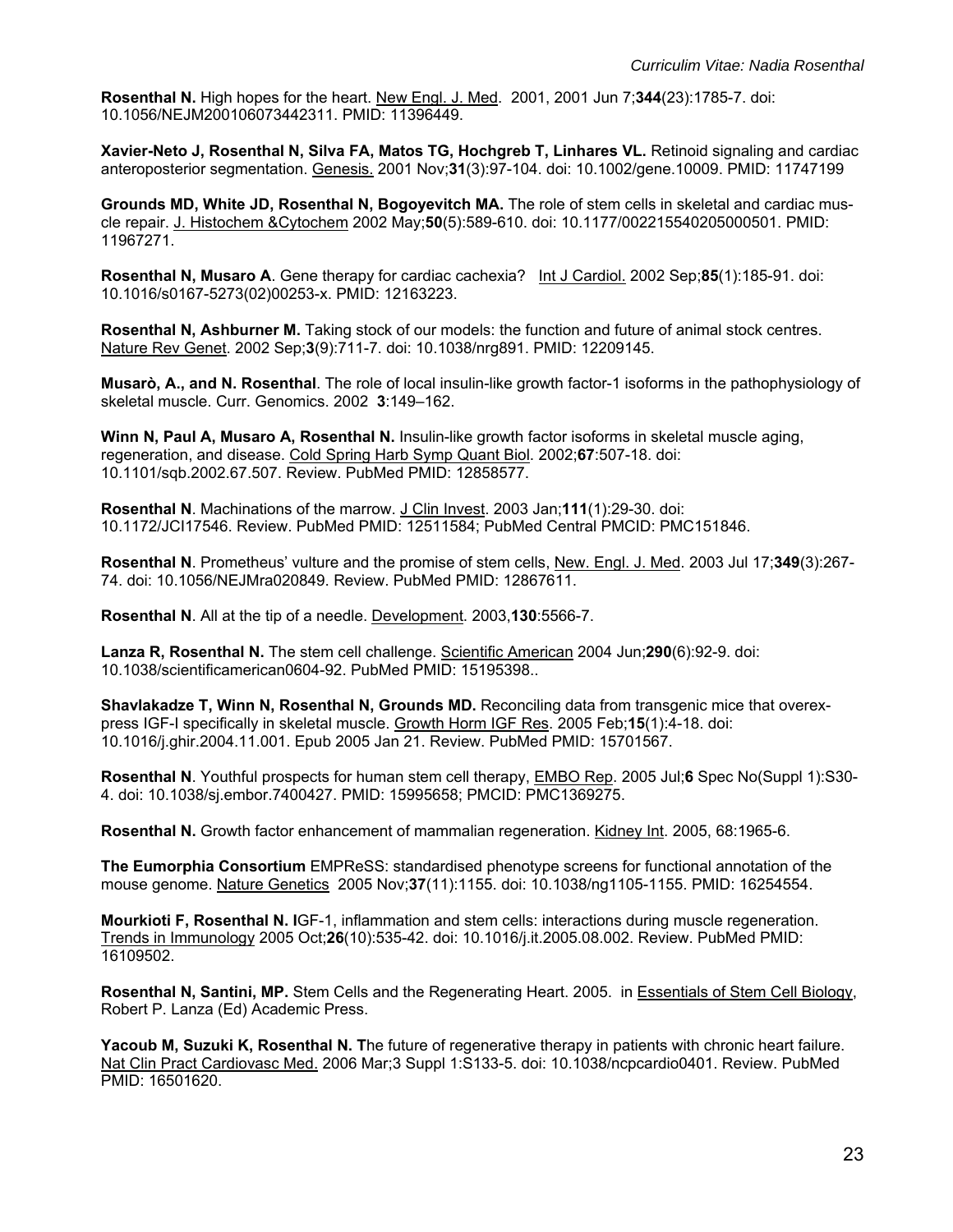**Rosenthal N.** High hopes for the heart. New Engl. J. Med. 2001, 2001 Jun 7;**344**(23):1785-7. doi: 10.1056/NEJM200106073442311. PMID: 11396449.

**Xavier-Neto J, Rosenthal N, Silva FA, Matos TG, Hochgreb T, Linhares VL.** Retinoid signaling and cardiac anteroposterior segmentation. Genesis. 2001 Nov;**31**(3):97-104. doi: 10.1002/gene.10009. PMID: 11747199

**Grounds MD, White JD, Rosenthal N, Bogoyevitch MA.** The role of stem cells in skeletal and cardiac muscle repair. J. Histochem &Cytochem 2002 May;**50**(5):589-610. doi: 10.1177/002215540205000501. PMID: 11967271.

**Rosenthal N, Musaro A**. Gene therapy for cardiac cachexia? Int J Cardiol. 2002 Sep;**85**(1):185-91. doi: 10.1016/s0167-5273(02)00253-x. PMID: 12163223.

**Rosenthal N, Ashburner M.** Taking stock of our models: the function and future of animal stock centres. Nature Rev Genet. 2002 Sep;**3**(9):711-7. doi: 10.1038/nrg891. PMID: 12209145.

**Musarò, A., and N. Rosenthal**. The role of local insulin-like growth factor-1 isoforms in the pathophysiology of skeletal muscle. Curr. Genomics. 2002 **3**:149–162.

**Winn N, Paul A, Musaro A, Rosenthal N.** Insulin-like growth factor isoforms in skeletal muscle aging, regeneration, and disease. Cold Spring Harb Symp Quant Biol. 2002;**67**:507-18. doi: 10.1101/sqb.2002.67.507. Review. PubMed PMID: 12858577.

**Rosenthal N**. Machinations of the marrow. J Clin Invest. 2003 Jan;**111**(1):29-30. doi: 10.1172/JCI17546. Review. PubMed PMID: 12511584; PubMed Central PMCID: PMC151846.

**Rosenthal N**. Prometheus' vulture and the promise of stem cells, New. Engl. J. Med. 2003 Jul 17;**349**(3):267-74. doi: 10.1056/NEJMra020849. Review. PubMed PMID: 12867611.

**Rosenthal N**. All at the tip of a needle. Development. 2003,**130**:5566-7.

**Lanza R, Rosenthal N.** The stem cell challenge. Scientific American 2004 Jun;**290**(6):92-9. doi: 10.1038/scientificamerican0604-92. PubMed PMID: 15195398..

**Shavlakadze T, Winn N, Rosenthal N, Grounds MD.** Reconciling data from transgenic mice that overexpress IGF-I specifically in skeletal muscle. Growth Horm IGF Res. 2005 Feb;**15**(1):4-18. doi: 10.1016/j.ghir.2004.11.001. Epub 2005 Jan 21. Review. PubMed PMID: 15701567.

**Rosenthal N**. Youthful prospects for human stem cell therapy, EMBO Rep. 2005 Jul;**6** Spec No(Suppl 1):S30-4. doi: 10.1038/sj.embor.7400427. PMID: 15995658; PMCID: PMC1369275.

**Rosenthal N.** Growth factor enhancement of mammalian regeneration. Kidney Int. 2005, 68:1965-6.

**The Eumorphia Consortium** EMPReSS: standardised phenotype screens for functional annotation of the mouse genome. Nature Genetics 2005 Nov;**37**(11):1155. doi: 10.1038/ng1105-1155. PMID: 16254554.

**Mourkioti F, Rosenthal N. I**GF-1, inflammation and stem cells: interactions during muscle regeneration. Trends in Immunology 2005 Oct;**26**(10):535-42. doi: 10.1016/j.it.2005.08.002. Review. PubMed PMID: 16109502.

**Rosenthal N, Santini, MP.** Stem Cells and the Regenerating Heart. 2005. in Essentials of Stem Cell Biology, Robert P. Lanza (Ed) Academic Press.

**Yacoub M, Suzuki K, Rosenthal N. T**he future of regenerative therapy in patients with chronic heart failure. Nat Clin Pract Cardiovasc Med. 2006 Mar;3 Suppl 1:S133-5. doi: 10.1038/ncpcardio0401. Review. PubMed PMID: 16501620.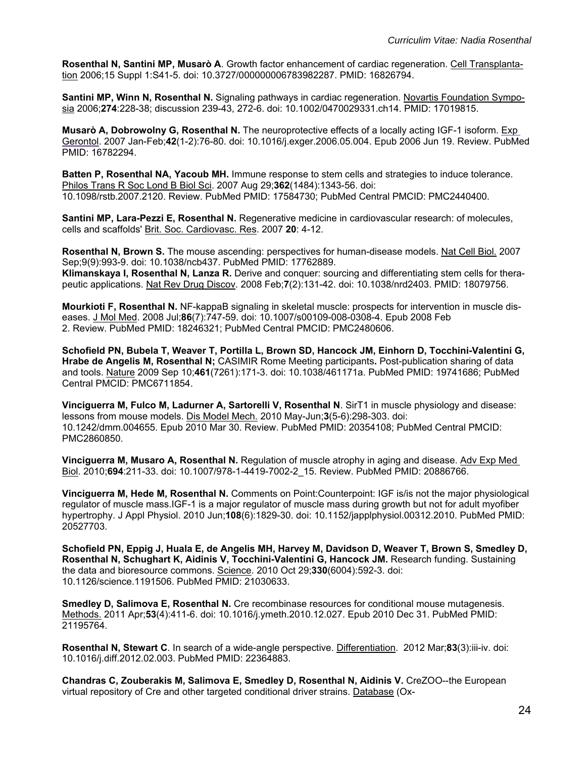**Rosenthal N, Santini MP, Musarò A**. Growth factor enhancement of cardiac regeneration. Cell Transplantation 2006;15 Suppl 1:S41-5. doi: 10.3727/000000006783982287. PMID: 16826794.

**Santini MP, Winn N, Rosenthal N.** Signaling pathways in cardiac regeneration. Novartis Foundation Symposia 2006;**274**:228-38; discussion 239-43, 272-6. doi: 10.1002/0470029331.ch14. PMID: 17019815.

**Musarò A, Dobrowolny G, Rosenthal N.** The neuroprotective effects of a locally acting IGF-1 isoform. Exp Gerontol. 2007 Jan-Feb;**42**(1-2):76-80. doi: 10.1016/j.exger.2006.05.004. Epub 2006 Jun 19. Review. PubMed PMID: 16782294.

**Batten P, Rosenthal NA, Yacoub MH.** Immune response to stem cells and strategies to induce tolerance. Philos Trans R Soc Lond B Biol Sci. 2007 Aug 29;**362**(1484):1343-56. doi: 10.1098/rstb.2007.2120. Review. PubMed PMID: 17584730; PubMed Central PMCID: PMC2440400.

**Santini MP, Lara-Pezzi E, Rosenthal N.** Regenerative medicine in cardiovascular research: of molecules, cells and scaffolds' Brit. Soc. Cardiovasc. Res. 2007 **20**: 4-12.

**Rosenthal N, Brown S.** The mouse ascending: perspectives for human-disease models. Nat Cell Biol. 2007 Sep;9(9):993-9. doi: 10.1038/ncb437. PubMed PMID: 17762889.
**Klimanskaya I, Rosenthal N, Lanza R.** Derive and conquer: sourcing and differentiating stem cells for therapeutic applications. Nat Rev Drug Discov. 2008 Feb;**7**(2):131-42. doi: 10.1038/nrd2403. PMID: 18079756.

**Mourkioti F, Rosenthal N.** NF-kappaB signaling in skeletal muscle: prospects for intervention in muscle diseases. J Mol Med. 2008 Jul;**86**(7):747-59. doi: 10.1007/s00109-008-0308-4. Epub 2008 Feb 2. Review. PubMed PMID: 18246321; PubMed Central PMCID: PMC2480606.

**Schofield PN, Bubela T, Weaver T, Portilla L, Brown SD, Hancock JM, Einhorn D, Tocchini-Valentini G, Hrabe de Angelis M, Rosenthal N;** CASIMIR Rome Meeting participants**.** Post-publication sharing of data and tools. Nature 2009 Sep 10;**461**(7261):171-3. doi: 10.1038/461171a. PubMed PMID: 19741686; PubMed Central PMCID: PMC6711854.

**Vinciguerra M, Fulco M, Ladurner A, Sartorelli V, Rosenthal N**. SirT1 in muscle physiology and disease: lessons from mouse models. Dis Model Mech. 2010 May-Jun;**3**(5-6):298-303. doi: 10.1242/dmm.004655. Epub 2010 Mar 30. Review. PubMed PMID: 20354108; PubMed Central PMCID: PMC2860850.

**Vinciguerra M, Musaro A, Rosenthal N.** Regulation of muscle atrophy in aging and disease. Adv Exp Med Biol. 2010;**694**:211-33. doi: 10.1007/978-1-4419-7002-2_15. Review. PubMed PMID: 20886766.

**Vinciguerra M, Hede M, Rosenthal N.** Comments on Point:Counterpoint: IGF is/is not the major physiological regulator of muscle mass.IGF-1 is a major regulator of muscle mass during growth but not for adult myofiber hypertrophy. J Appl Physiol. 2010 Jun;**108**(6):1829-30. doi: 10.1152/japplphysiol.00312.2010. PubMed PMID: 20527703.

**Schofield PN, Eppig J, Huala E, de Angelis MH, Harvey M, Davidson D, Weaver T, Brown S, Smedley D, Rosenthal N, Schughart K, Aidinis V, Tocchini-Valentini G, Hancock JM.** Research funding. Sustaining the data and bioresource commons. Science. 2010 Oct 29;**330**(6004):592-3. doi: 10.1126/science.1191506. PubMed PMID: 21030633.

**Smedley D, Salimova E, Rosenthal N.** Cre recombinase resources for conditional mouse mutagenesis. Methods. 2011 Apr;**53**(4):411-6. doi: 10.1016/j.ymeth.2010.12.027. Epub 2010 Dec 31. PubMed PMID: 21195764.

**Rosenthal N, Stewart C**. In search of a wide-angle perspective. Differentiation. 2012 Mar;**83**(3):iii-iv. doi: 10.1016/j.diff.2012.02.003. PubMed PMID: 22364883.

**Chandras C, Zouberakis M, Salimova E, Smedley D, Rosenthal N, Aidinis V.** CreZOO--the European virtual repository of Cre and other targeted conditional driver strains. Database (Ox-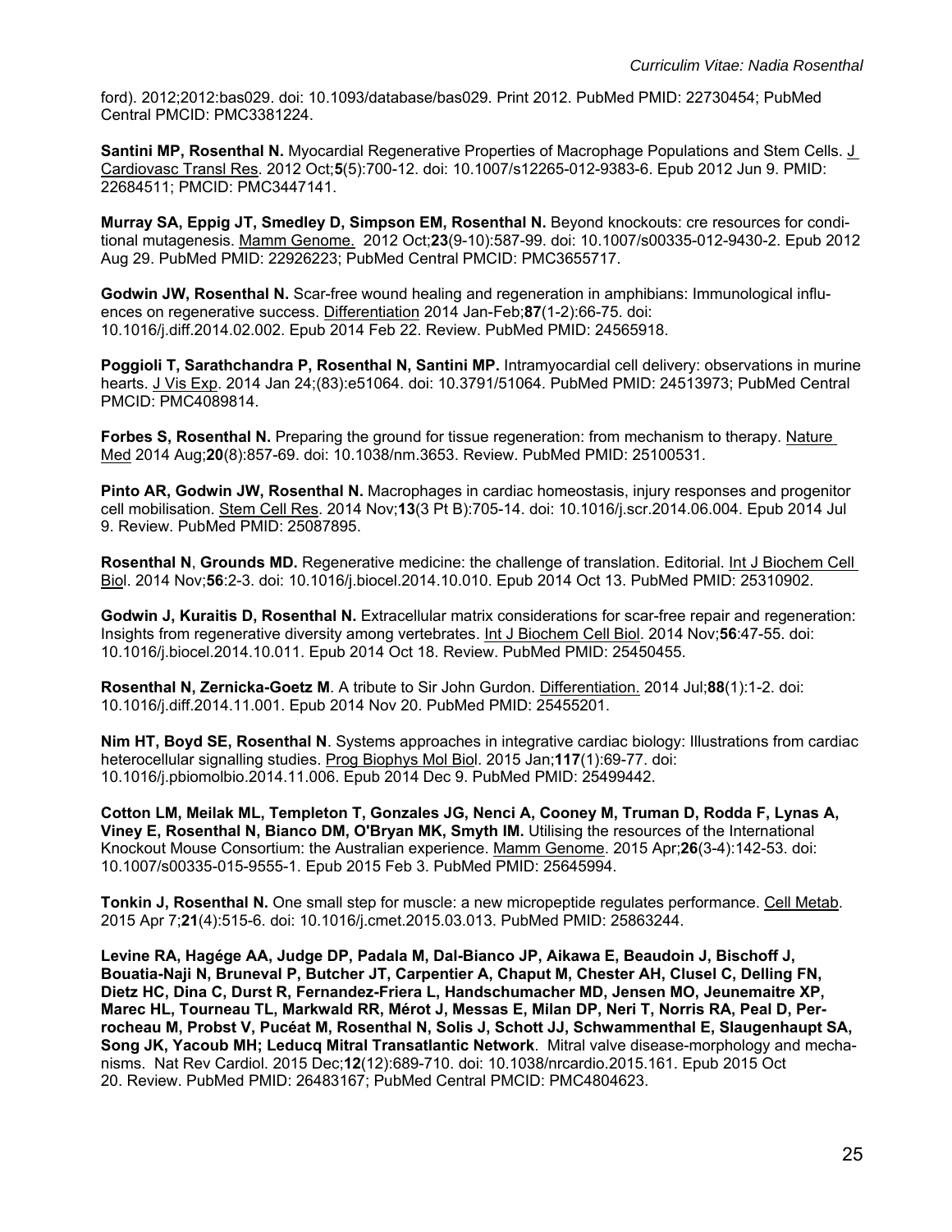ford). 2012;2012:bas029. doi: 10.1093/database/bas029. Print 2012. PubMed PMID: 22730454; PubMed Central PMCID: PMC3381224.

**Santini MP, Rosenthal N.** Myocardial Regenerative Properties of Macrophage Populations and Stem Cells. J Cardiovasc Transl Res. 2012 Oct;**5**(5):700-12. doi: 10.1007/s12265-012-9383-6. Epub 2012 Jun 9. PMID: 22684511; PMCID: PMC3447141.

**Murray SA, Eppig JT, Smedley D, Simpson EM, Rosenthal N.** Beyond knockouts: cre resources for conditional mutagenesis. Mamm Genome. 2012 Oct;**23**(9-10):587-99. doi: 10.1007/s00335-012-9430-2. Epub 2012 Aug 29. PubMed PMID: 22926223; PubMed Central PMCID: PMC3655717.

**Godwin JW, Rosenthal N.** Scar-free wound healing and regeneration in amphibians: Immunological influences on regenerative success. Differentiation 2014 Jan-Feb;**87**(1-2):66-75. doi: 10.1016/j.diff.2014.02.002. Epub 2014 Feb 22. Review. PubMed PMID: 24565918.

**Poggioli T, Sarathchandra P, Rosenthal N, Santini MP.** Intramyocardial cell delivery: observations in murine hearts. J Vis Exp. 2014 Jan 24;(83):e51064. doi: 10.3791/51064. PubMed PMID: 24513973; PubMed Central PMCID: PMC4089814.

**Forbes S, Rosenthal N.** Preparing the ground for tissue regeneration: from mechanism to therapy. Nature Med 2014 Aug;**20**(8):857-69. doi: 10.1038/nm.3653. Review. PubMed PMID: 25100531.

**Pinto AR, Godwin JW, Rosenthal N.** Macrophages in cardiac homeostasis, injury responses and progenitor cell mobilisation. Stem Cell Res. 2014 Nov;**13**(3 Pt B):705-14. doi: 10.1016/j.scr.2014.06.004. Epub 2014 Jul 9. Review. PubMed PMID: 25087895.

**Rosenthal N**, **Grounds MD.** Regenerative medicine: the challenge of translation. Editorial. Int J Biochem Cell Biol. 2014 Nov;**56**:2-3. doi: 10.1016/j.biocel.2014.10.010. Epub 2014 Oct 13. PubMed PMID: 25310902.

**Godwin J, Kuraitis D, Rosenthal N.** Extracellular matrix considerations for scar-free repair and regeneration: Insights from regenerative diversity among vertebrates. Int J Biochem Cell Biol. 2014 Nov;**56**:47-55. doi: 10.1016/j.biocel.2014.10.011. Epub 2014 Oct 18. Review. PubMed PMID: 25450455.

**Rosenthal N, Zernicka-Goetz M**. A tribute to Sir John Gurdon. Differentiation. 2014 Jul;**88**(1):1-2. doi: 10.1016/j.diff.2014.11.001. Epub 2014 Nov 20. PubMed PMID: 25455201.

**Nim HT, Boyd SE, Rosenthal N**. Systems approaches in integrative cardiac biology: Illustrations from cardiac heterocellular signalling studies. Prog Biophys Mol Biol. 2015 Jan;**117**(1):69-77. doi: 10.1016/j.pbiomolbio.2014.11.006. Epub 2014 Dec 9. PubMed PMID: 25499442.

**Cotton LM, Meilak ML, Templeton T, Gonzales JG, Nenci A, Cooney M, Truman D, Rodda F, Lynas A, Viney E, Rosenthal N, Bianco DM, O'Bryan MK, Smyth IM.** Utilising the resources of the International Knockout Mouse Consortium: the Australian experience. Mamm Genome. 2015 Apr;**26**(3-4):142-53. doi: 10.1007/s00335-015-9555-1. Epub 2015 Feb 3. PubMed PMID: 25645994.

**Tonkin J, Rosenthal N.** One small step for muscle: a new micropeptide regulates performance. Cell Metab. 2015 Apr 7;**21**(4):515-6. doi: 10.1016/j.cmet.2015.03.013. PubMed PMID: 25863244.

**Levine RA, Hagége AA, Judge DP, Padala M, Dal-Bianco JP, Aikawa E, Beaudoin J, Bischoff J, Bouatia-Naji N, Bruneval P, Butcher JT, Carpentier A, Chaput M, Chester AH, Clusel C, Delling FN, Dietz HC, Dina C, Durst R, Fernandez-Friera L, Handschumacher MD, Jensen MO, Jeunemaitre XP, Marec HL, Tourneau TL, Markwald RR, Mérot J, Messas E, Milan DP, Neri T, Norris RA, Peal D, Perrocheau M, Probst V, Pucéat M, Rosenthal N, Solis J, Schott JJ, Schwammenthal E, Slaugenhaupt SA, Song JK, Yacoub MH; Leducq Mitral Transatlantic Network**. Mitral valve disease-morphology and mechanisms. Nat Rev Cardiol. 2015 Dec;**12**(12):689-710. doi: 10.1038/nrcardio.2015.161. Epub 2015 Oct 20. Review. PubMed PMID: 26483167; PubMed Central PMCID: PMC4804623.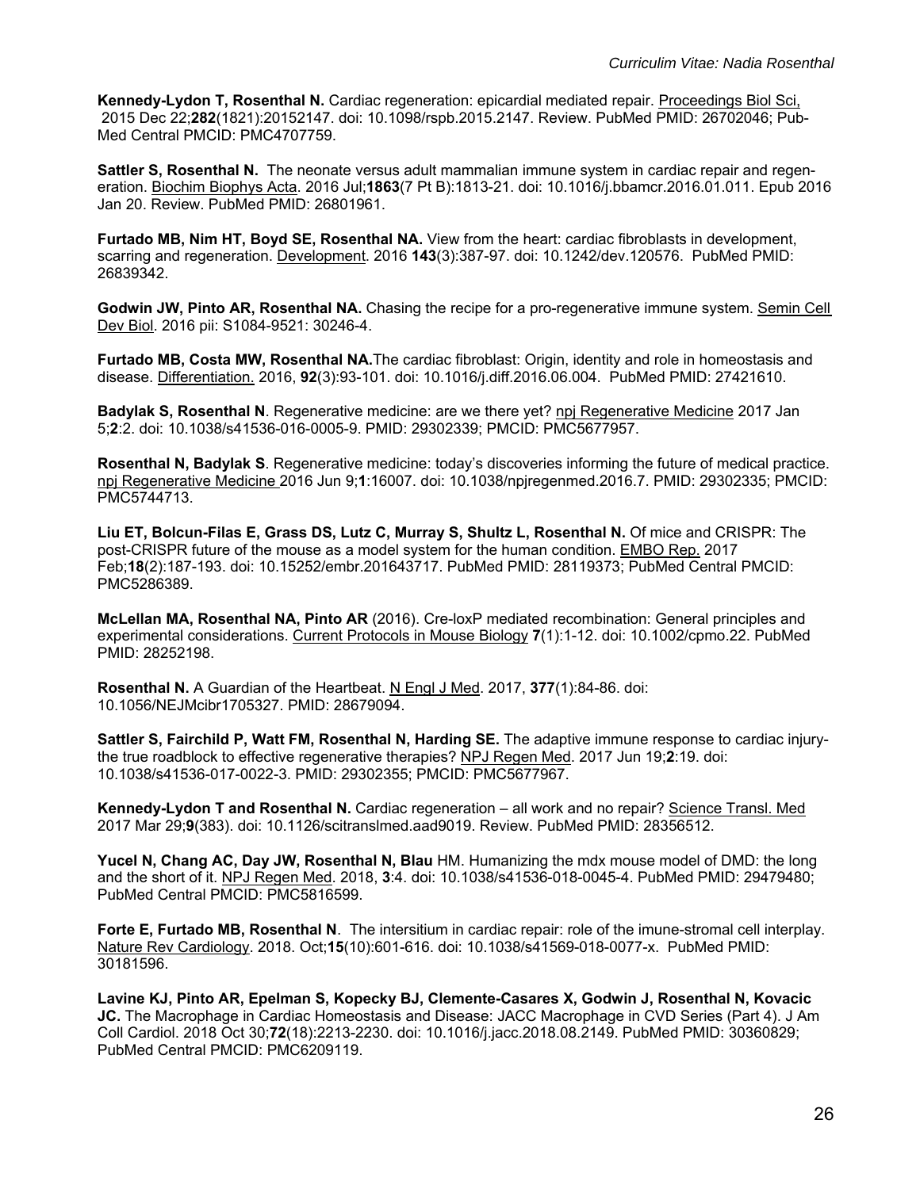**Kennedy-Lydon T, Rosenthal N.** Cardiac regeneration: epicardial mediated repair. Proceedings Biol Sci, 2015 Dec 22;**282**(1821):20152147. doi: 10.1098/rspb.2015.2147. Review. PubMed PMID: 26702046; PubMed Central PMCID: PMC4707759.

**Sattler S, Rosenthal N.** The neonate versus adult mammalian immune system in cardiac repair and regeneration. Biochim Biophys Acta. 2016 Jul;**1863**(7 Pt B):1813-21. doi: 10.1016/j.bbamcr.2016.01.011. Epub 2016 Jan 20. Review. PubMed PMID: 26801961.

**Furtado MB, Nim HT, Boyd SE, Rosenthal NA.** View from the heart: cardiac fibroblasts in development, scarring and regeneration. Development. 2016 **143**(3):387-97. doi: 10.1242/dev.120576. PubMed PMID: 26839342.

**Godwin JW, Pinto AR, Rosenthal NA.** Chasing the recipe for a pro-regenerative immune system. Semin Cell Dev Biol. 2016 pii: S1084-9521: 30246-4.

**Furtado MB, Costa MW, Rosenthal NA.**The cardiac fibroblast: Origin, identity and role in homeostasis and disease. Differentiation. 2016, **92**(3):93-101. doi: 10.1016/j.diff.2016.06.004. PubMed PMID: 27421610.

**Badylak S, Rosenthal N**. Regenerative medicine: are we there yet? npj Regenerative Medicine 2017 Jan 5;**2**:2. doi: 10.1038/s41536-016-0005-9. PMID: 29302339; PMCID: PMC5677957.

**Rosenthal N, Badylak S**. Regenerative medicine: today's discoveries informing the future of medical practice. npj Regenerative Medicine 2016 Jun 9;**1**:16007. doi: 10.1038/npjregenmed.2016.7. PMID: 29302335; PMCID: PMC5744713.

**Liu ET, Bolcun-Filas E, Grass DS, Lutz C, Murray S, Shultz L, Rosenthal N.** Of mice and CRISPR: The post-CRISPR future of the mouse as a model system for the human condition. EMBO Rep. 2017 Feb;**18**(2):187-193. doi: 10.15252/embr.201643717. PubMed PMID: 28119373; PubMed Central PMCID: PMC5286389.

**McLellan MA, Rosenthal NA, Pinto AR** (2016). Cre-loxP mediated recombination: General principles and experimental considerations. Current Protocols in Mouse Biology **7**(1):1-12. doi: 10.1002/cpmo.22. PubMed PMID: 28252198.

**Rosenthal N.** A Guardian of the Heartbeat. N Engl J Med. 2017, **377**(1):84-86. doi: 10.1056/NEJMcibr1705327. PMID: 28679094.

**Sattler S, Fairchild P, Watt FM, Rosenthal N, Harding SE.** The adaptive immune response to cardiac injury-the true roadblock to effective regenerative therapies? NPJ Regen Med. 2017 Jun 19;**2**:19. doi: 10.1038/s41536-017-0022-3. PMID: 29302355; PMCID: PMC5677967.

**Kennedy-Lydon T and Rosenthal N.** Cardiac regeneration – all work and no repair? Science Transl. Med 2017 Mar 29;**9**(383). doi: 10.1126/scitranslmed.aad9019. Review. PubMed PMID: 28356512.

**Yucel N, Chang AC, Day JW, Rosenthal N, Blau** HM. Humanizing the mdx mouse model of DMD: the long and the short of it. NPJ Regen Med. 2018, **3**:4. doi: 10.1038/s41536-018-0045-4. PubMed PMID: 29479480; PubMed Central PMCID: PMC5816599.

**Forte E, Furtado MB, Rosenthal N**. The intersitium in cardiac repair: role of the imune-stromal cell interplay. Nature Rev Cardiology. 2018. Oct;**15**(10):601-616. doi: 10.1038/s41569-018-0077-x. PubMed PMID: 30181596.

**Lavine KJ, Pinto AR, Epelman S, Kopecky BJ, Clemente-Casares X, Godwin J, Rosenthal N, Kovacic JC.** The Macrophage in Cardiac Homeostasis and Disease: JACC Macrophage in CVD Series (Part 4). J Am Coll Cardiol. 2018 Oct 30;**72**(18):2213-2230. doi: 10.1016/j.jacc.2018.08.2149. PubMed PMID: 30360829; PubMed Central PMCID: PMC6209119.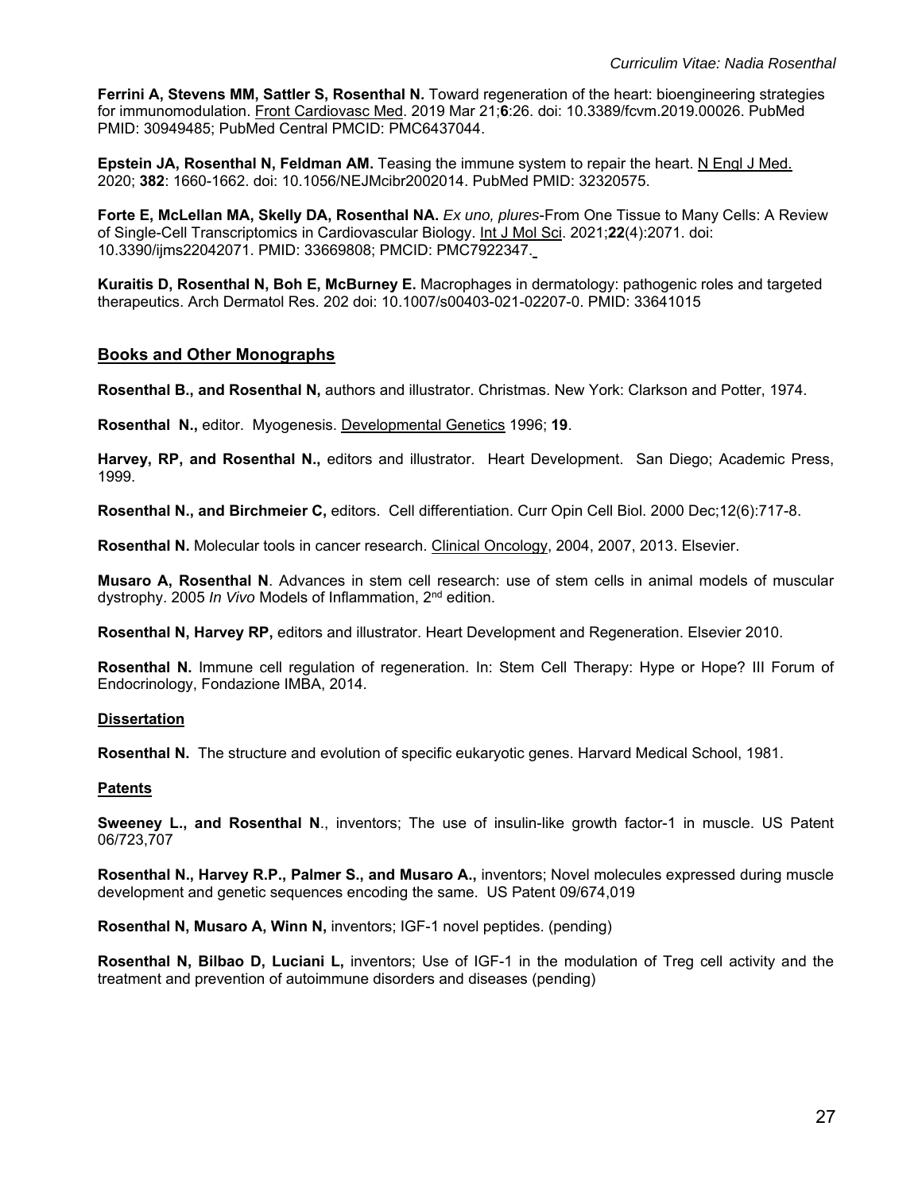**Ferrini A, Stevens MM, Sattler S, Rosenthal N.** Toward regeneration of the heart: bioengineering strategies for immunomodulation. Front Cardiovasc Med. 2019 Mar 21;**6**:26. doi: 10.3389/fcvm.2019.00026. PubMed PMID: 30949485; PubMed Central PMCID: PMC6437044.

**Epstein JA, Rosenthal N, Feldman AM.** Teasing the immune system to repair the heart. N Engl J Med. 2020; **382**: 1660-1662. doi: 10.1056/NEJMcibr2002014. PubMed PMID: 32320575.

**Forte E, McLellan MA, Skelly DA, Rosenthal NA.** *Ex uno, plures*-From One Tissue to Many Cells: A Review of Single-Cell Transcriptomics in Cardiovascular Biology. Int J Mol Sci. 2021;**22**(4):2071. doi: 10.3390/ijms22042071. PMID: 33669808; PMCID: PMC7922347.

**Kuraitis D, Rosenthal N, Boh E, McBurney E.** Macrophages in dermatology: pathogenic roles and targeted therapeutics. Arch Dermatol Res. 202 doi: 10.1007/s00403-021-02207-0. PMID: 33641015

## Books and Other Monographs

**Rosenthal B., and Rosenthal N,** authors and illustrator. Christmas. New York: Clarkson and Potter, 1974.

**Rosenthal N.,** editor. Myogenesis. Developmental Genetics 1996; **19**.

**Harvey, RP, and Rosenthal N.,** editors and illustrator. Heart Development. San Diego; Academic Press, 1999.

**Rosenthal N., and Birchmeier C,** editors. Cell differentiation. Curr Opin Cell Biol. 2000 Dec;12(6):717-8.

**Rosenthal N.** Molecular tools in cancer research. Clinical Oncology, 2004, 2007, 2013. Elsevier.

**Musaro A, Rosenthal N**. Advances in stem cell research: use of stem cells in animal models of muscular dystrophy. 2005 *In Vivo* Models of Inflammation, 2nd edition.

**Rosenthal N, Harvey RP,** editors and illustrator. Heart Development and Regeneration. Elsevier 2010.

**Rosenthal N.** Immune cell regulation of regeneration. In: Stem Cell Therapy: Hype or Hope? III Forum of Endocrinology, Fondazione IMBA, 2014.

### Dissertation

**Rosenthal N.** The structure and evolution of specific eukaryotic genes. Harvard Medical School, 1981.

### Patents

**Sweeney L., and Rosenthal N**., inventors; The use of insulin-like growth factor-1 in muscle. US Patent 06/723,707

**Rosenthal N., Harvey R.P., Palmer S., and Musaro A.,** inventors; Novel molecules expressed during muscle development and genetic sequences encoding the same. US Patent 09/674,019

**Rosenthal N, Musaro A, Winn N,** inventors; IGF-1 novel peptides. (pending)

**Rosenthal N, Bilbao D, Luciani L,** inventors; Use of IGF-1 in the modulation of Treg cell activity and the treatment and prevention of autoimmune disorders and diseases (pending)